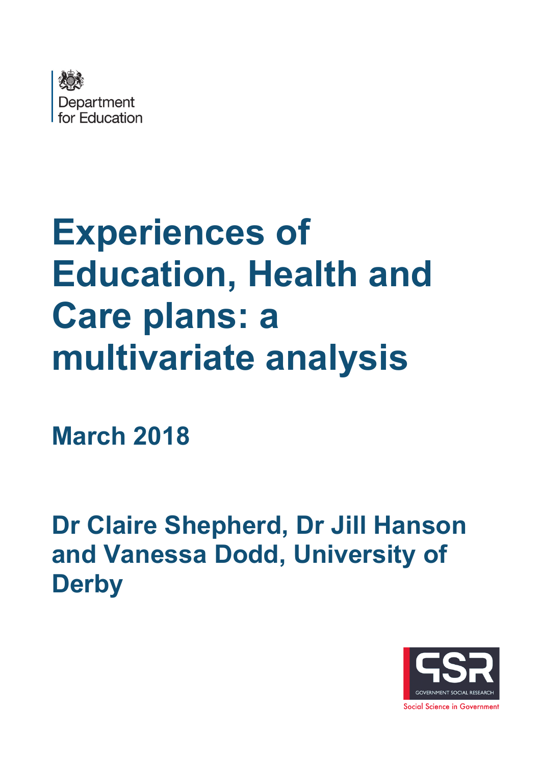Department for Education

# Experiences of Education, Health and Care plans: a multivariate analysis

## March 2018

## Dr Claire Shepherd, Dr Jill Hanson and Vanessa Dodd, University of Derby

GOVERNMENT SOCIAL RESEARCH

Social Science in Government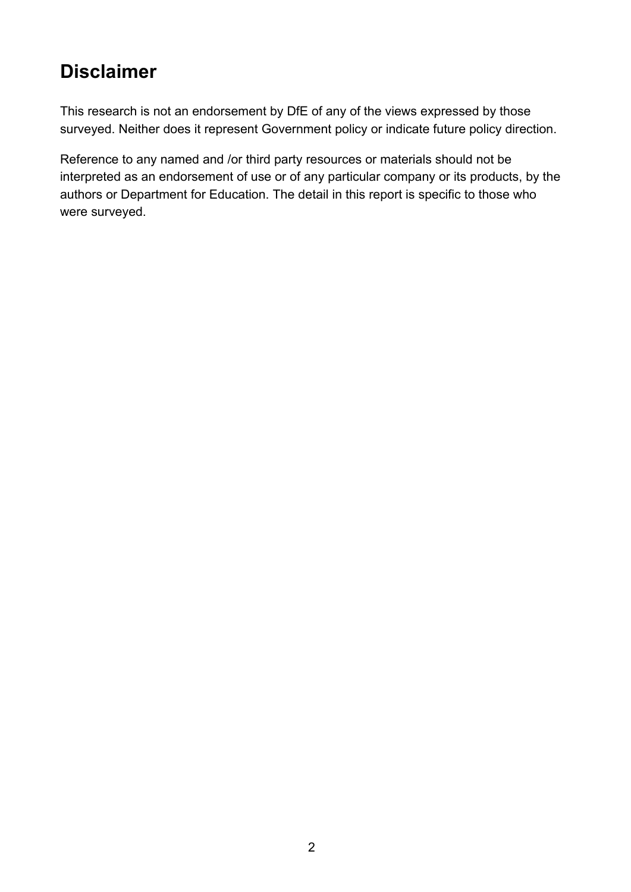# Disclaimer

This research is not an endorsement by DfE of any of the views expressed by those surveyed. Neither does it represent Government policy or indicate future policy direction.

Reference to any named and /or third party resources or materials should not be interpreted as an endorsement of use or of any particular company or its products, by the authors or Department for Education. The detail in this report is specific to those who were surveyed.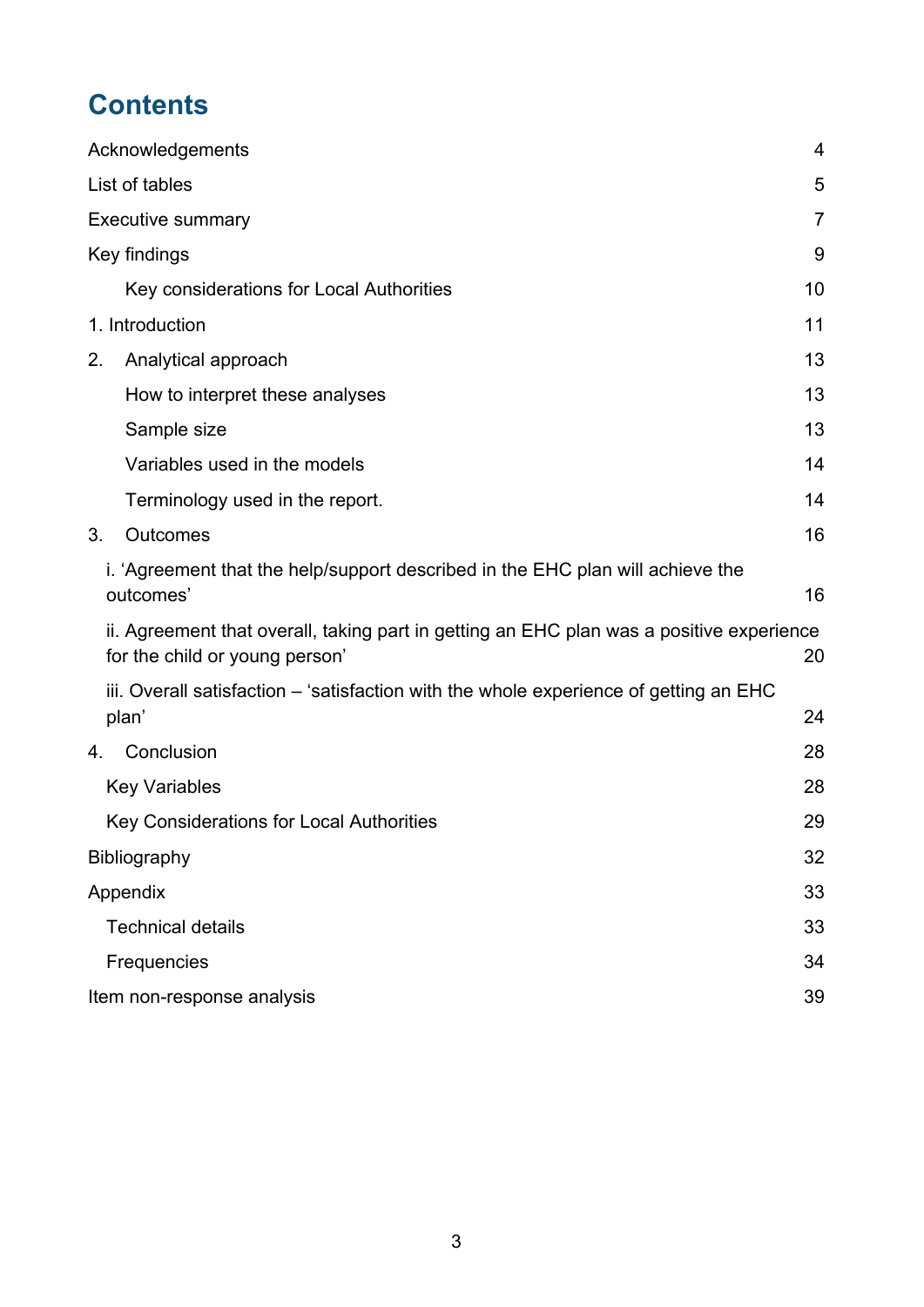# Contents

| | |
|---|---|
| Acknowledgements | 4 |
| List of tables | 5 |
| Executive summary | 7 |
| Key findings | 9 |
| Key considerations for Local Authorities | 10 |
| 1. Introduction | 11 |
| 2. Analytical approach | 13 |
| How to interpret these analyses | 13 |
| Sample size | 13 |
| Variables used in the models | 14 |
| Terminology used in the report. | 14 |
| 3. Outcomes | 16 |
| i. 'Agreement that the help/support described in the EHC plan will achieve the outcomes' | 16 |
| ii. Agreement that overall, taking part in getting an EHC plan was a positive experience for the child or young person' | 20 |
| iii. Overall satisfaction – 'satisfaction with the whole experience of getting an EHC plan' | 24 |
| 4. Conclusion | 28 |
| Key Variables | 28 |
| Key Considerations for Local Authorities | 29 |
| Bibliography | 32 |
| Appendix | 33 |
| Technical details | 33 |
| Frequencies | 34 |
| Item non-response analysis | 39 |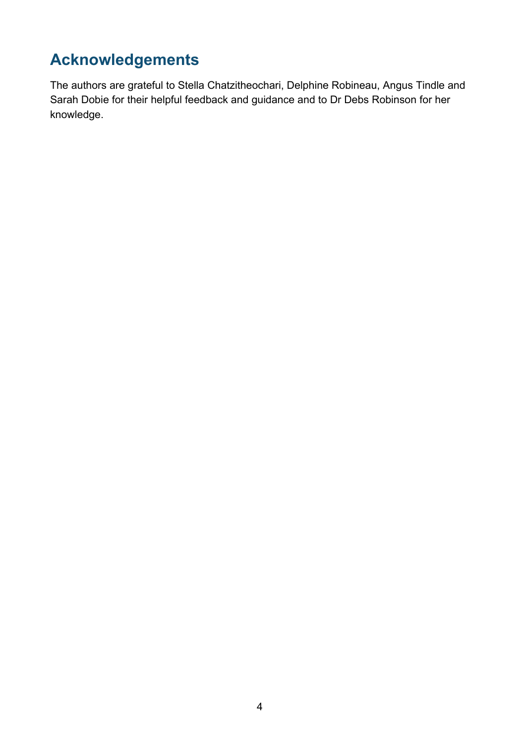# Acknowledgements

The authors are grateful to Stella Chatzitheochari, Delphine Robineau, Angus Tindle and Sarah Dobie for their helpful feedback and guidance and to Dr Debs Robinson for her knowledge.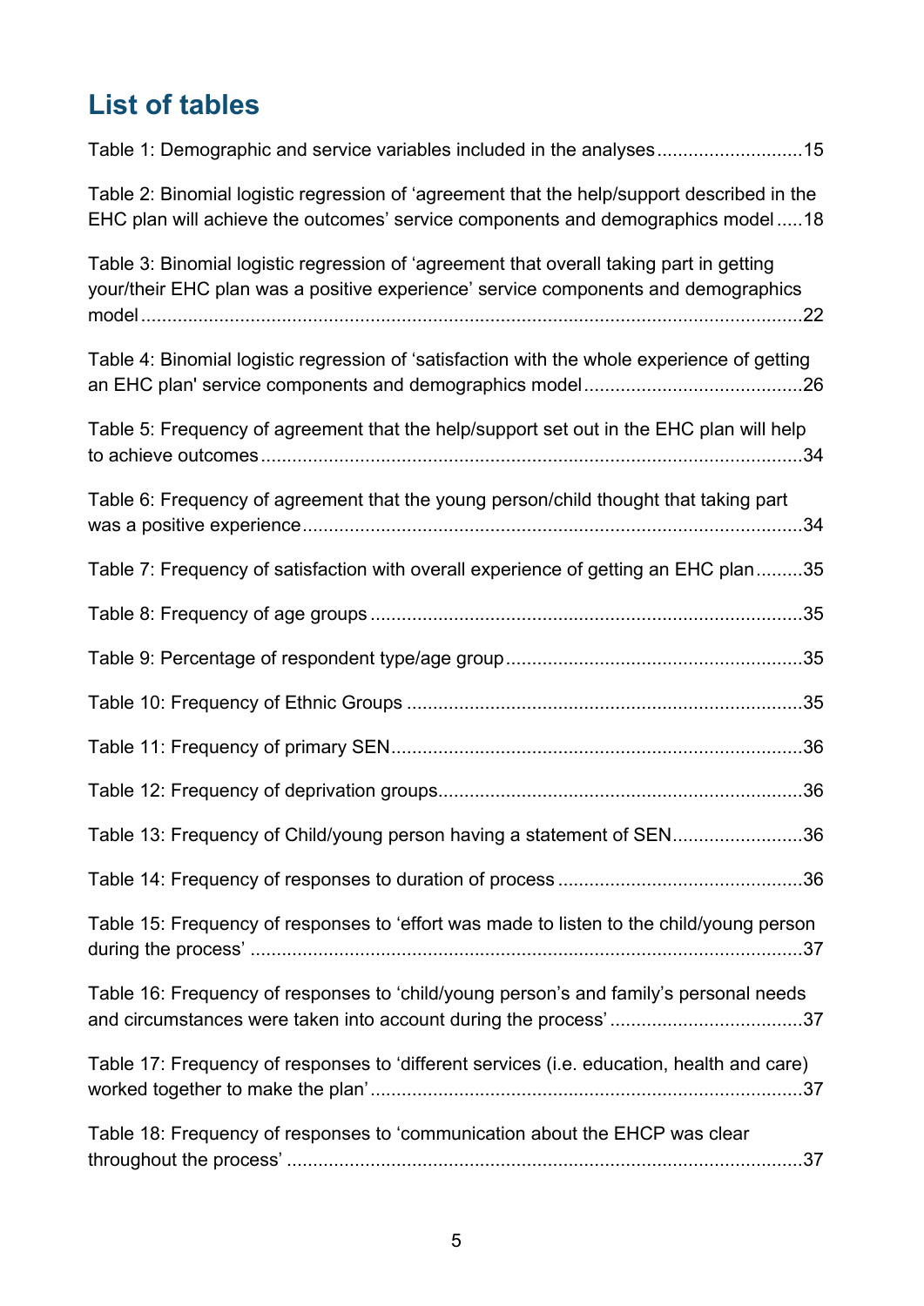## List of tables

Table 1: Demographic and service variables included in the analyses ........................... 15

Table 2: Binomial logistic regression of 'agreement that the help/support described in the EHC plan will achieve the outcomes' service components and demographics model ..... 18

Table 3: Binomial logistic regression of 'agreement that overall taking part in getting your/their EHC plan was a positive experience' service components and demographics model ..... 22

Table 4: Binomial logistic regression of 'satisfaction with the whole experience of getting an EHC plan' service components and demographics model ..... 26

Table 5: Frequency of agreement that the help/support set out in the EHC plan will help to achieve outcomes ..... 34

Table 6: Frequency of agreement that the young person/child thought that taking part was a positive experience ..... 34

Table 7: Frequency of satisfaction with overall experience of getting an EHC plan ......... 35

Table 8: Frequency of age groups ..... 35

Table 9: Percentage of respondent type/age group ..... 35

Table 10: Frequency of Ethnic Groups ..... 35

Table 11: Frequency of primary SEN ..... 36

Table 12: Frequency of deprivation groups ..... 36

Table 13: Frequency of Child/young person having a statement of SEN ..... 36

Table 14: Frequency of responses to duration of process ..... 36

Table 15: Frequency of responses to 'effort was made to listen to the child/young person during the process' ..... 37

Table 16: Frequency of responses to 'child/young person's and family's personal needs and circumstances were taken into account during the process' ..... 37

Table 17: Frequency of responses to 'different services (i.e. education, health and care) worked together to make the plan' ..... 37

Table 18: Frequency of responses to 'communication about the EHCP was clear throughout the process' ..... 37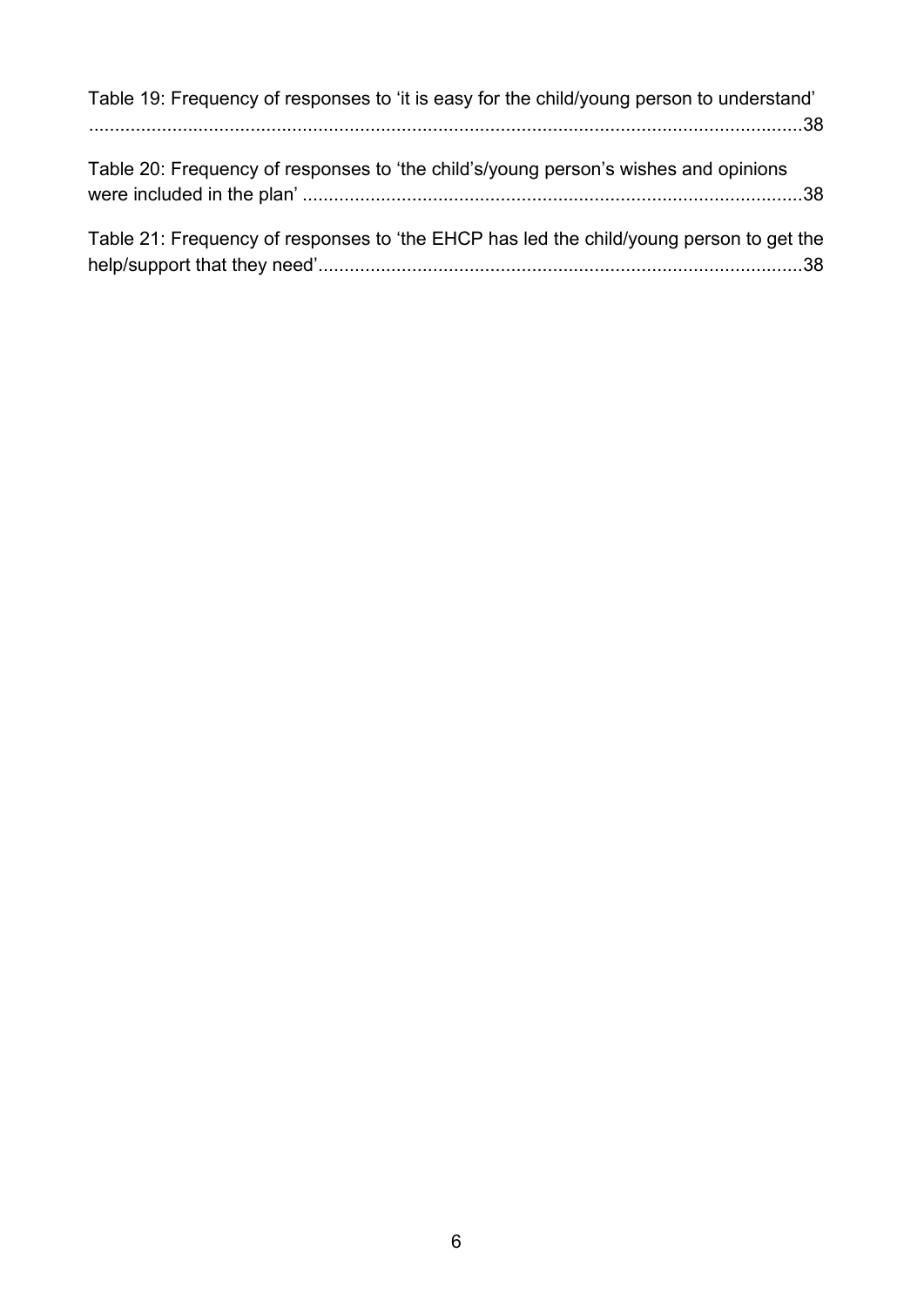Table 19: Frequency of responses to 'it is easy for the child/young person to understand' ......................................................................................................................................38

Table 20: Frequency of responses to 'the child's/young person's wishes and opinions were included in the plan' ..............................................................................................38

Table 21: Frequency of responses to 'the EHCP has led the child/young person to get the help/support that they need'...........................................................................................38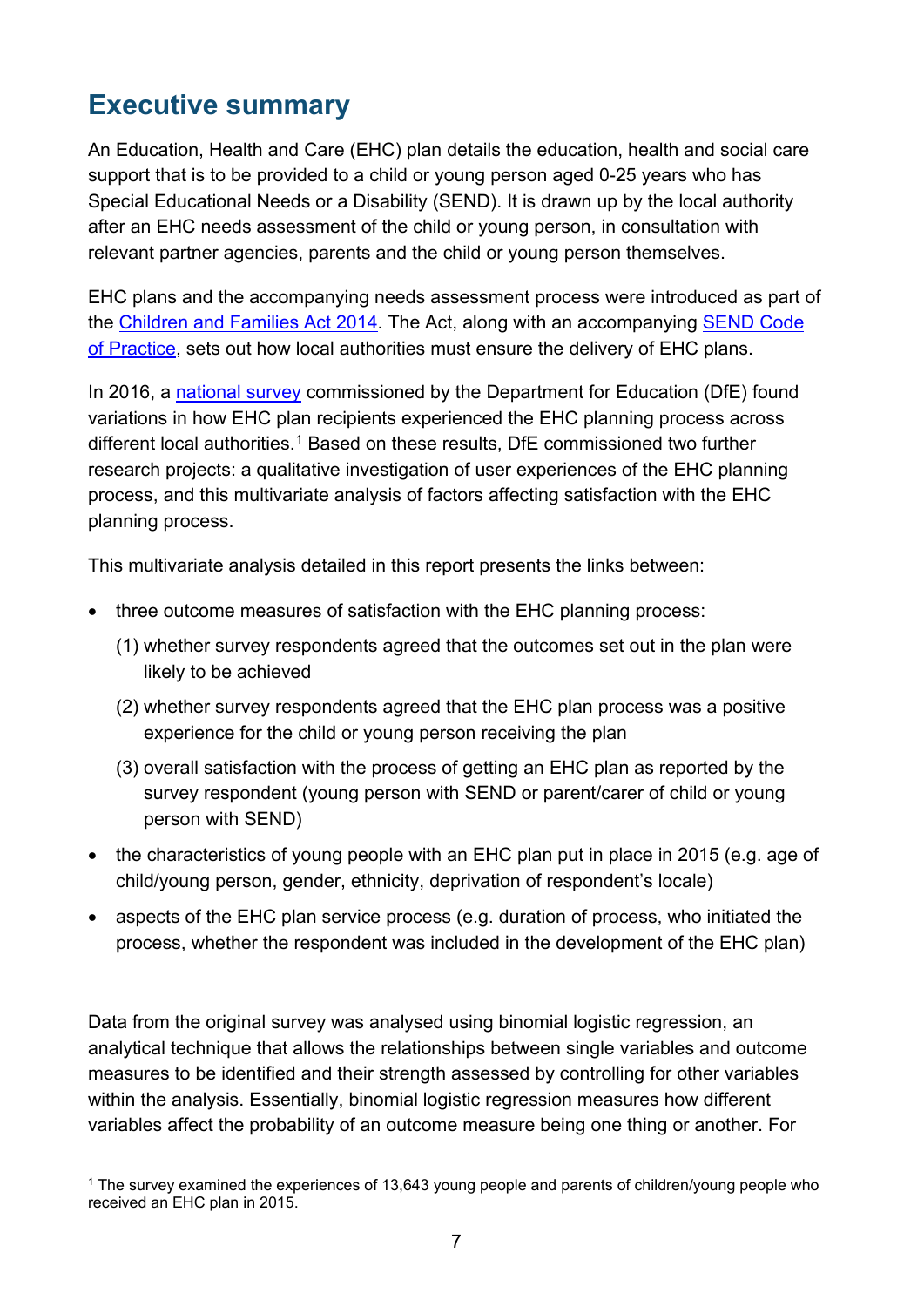## Executive summary

An Education, Health and Care (EHC) plan details the education, health and social care support that is to be provided to a child or young person aged 0-25 years who has Special Educational Needs or a Disability (SEND). It is drawn up by the local authority after an EHC needs assessment of the child or young person, in consultation with relevant partner agencies, parents and the child or young person themselves.

EHC plans and the accompanying needs assessment process were introduced as part of the Children and Families Act 2014. The Act, along with an accompanying SEND Code of Practice, sets out how local authorities must ensure the delivery of EHC plans.

In 2016, a national survey commissioned by the Department for Education (DfE) found variations in how EHC plan recipients experienced the EHC planning process across different local authorities.[1] Based on these results, DfE commissioned two further research projects: a qualitative investigation of user experiences of the EHC planning process, and this multivariate analysis of factors affecting satisfaction with the EHC planning process.

This multivariate analysis detailed in this report presents the links between:

- three outcome measures of satisfaction with the EHC planning process:
  - (1) whether survey respondents agreed that the outcomes set out in the plan were likely to be achieved
  - (2) whether survey respondents agreed that the EHC plan process was a positive experience for the child or young person receiving the plan
  - (3) overall satisfaction with the process of getting an EHC plan as reported by the survey respondent (young person with SEND or parent/carer of child or young person with SEND)
- the characteristics of young people with an EHC plan put in place in 2015 (e.g. age of child/young person, gender, ethnicity, deprivation of respondent's locale)
- aspects of the EHC plan service process (e.g. duration of process, who initiated the process, whether the respondent was included in the development of the EHC plan)

Data from the original survey was analysed using binomial logistic regression, an analytical technique that allows the relationships between single variables and outcome measures to be identified and their strength assessed by controlling for other variables within the analysis. Essentially, binomial logistic regression measures how different variables affect the probability of an outcome measure being one thing or another. For

[1] The survey examined the experiences of 13,643 young people and parents of children/young people who received an EHC plan in 2015.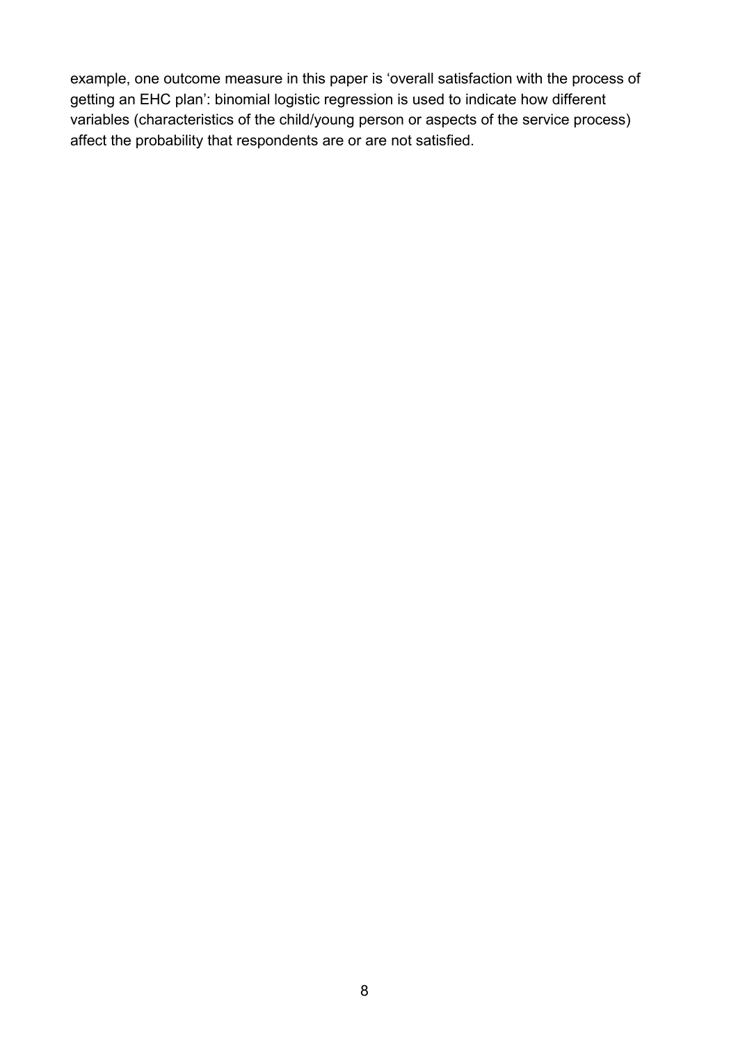example, one outcome measure in this paper is 'overall satisfaction with the process of getting an EHC plan': binomial logistic regression is used to indicate how different variables (characteristics of the child/young person or aspects of the service process) affect the probability that respondents are or are not satisfied.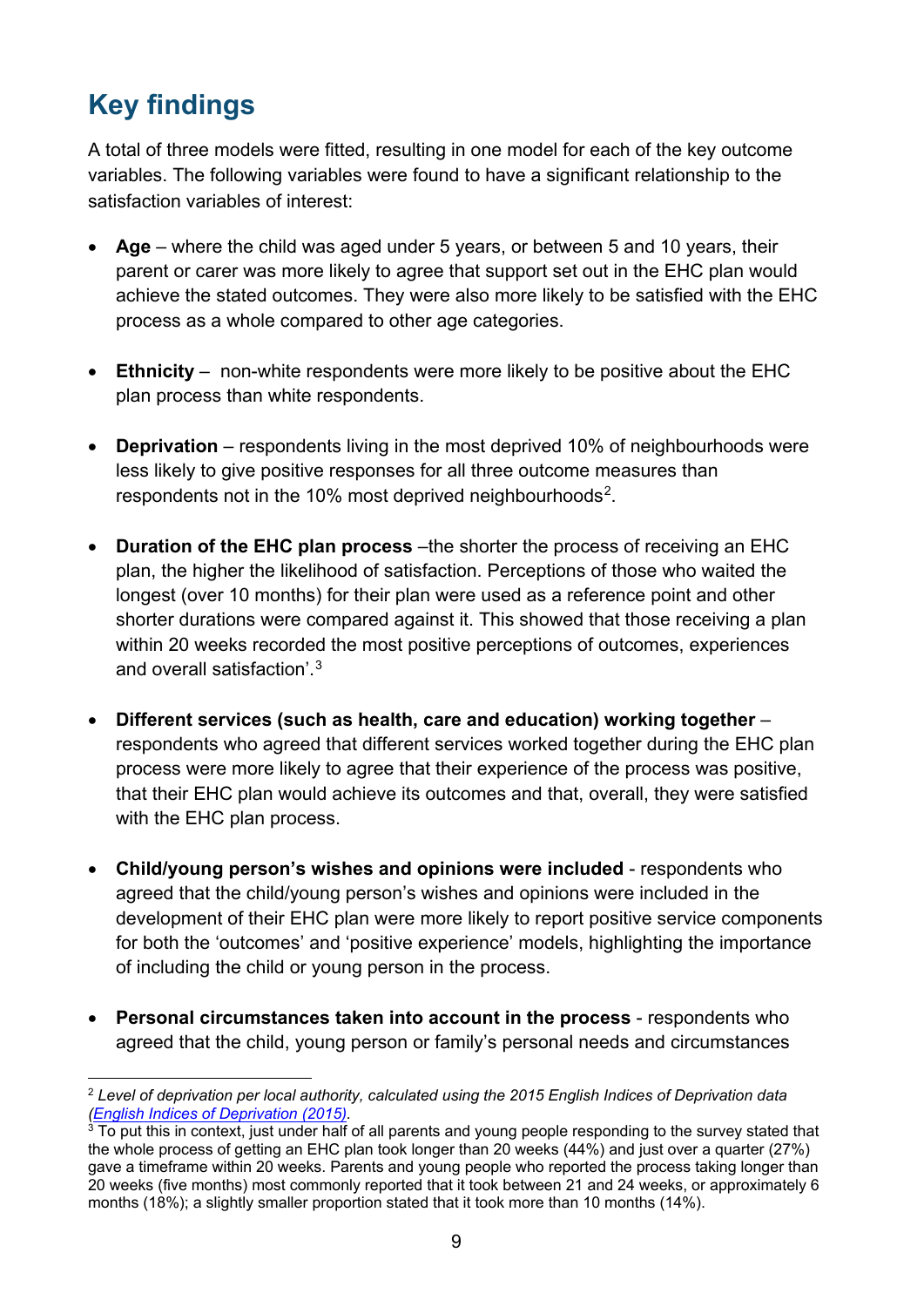## Key findings

A total of three models were fitted, resulting in one model for each of the key outcome variables. The following variables were found to have a significant relationship to the satisfaction variables of interest:

- **Age** – where the child was aged under 5 years, or between 5 and 10 years, their parent or carer was more likely to agree that support set out in the EHC plan would achieve the stated outcomes. They were also more likely to be satisfied with the EHC process as a whole compared to other age categories.
- **Ethnicity** – non-white respondents were more likely to be positive about the EHC plan process than white respondents.
- **Deprivation** – respondents living in the most deprived 10% of neighbourhoods were less likely to give positive responses for all three outcome measures than respondents not in the 10% most deprived neighbourhoods[2].
- **Duration of the EHC plan process** –the shorter the process of receiving an EHC plan, the higher the likelihood of satisfaction. Perceptions of those who waited the longest (over 10 months) for their plan were used as a reference point and other shorter durations were compared against it. This showed that those receiving a plan within 20 weeks recorded the most positive perceptions of outcomes, experiences and overall satisfaction'.[3]
- **Different services (such as health, care and education) working together** – respondents who agreed that different services worked together during the EHC plan process were more likely to agree that their experience of the process was positive, that their EHC plan would achieve its outcomes and that, overall, they were satisfied with the EHC plan process.
- **Child/young person's wishes and opinions were included** - respondents who agreed that the child/young person's wishes and opinions were included in the development of their EHC plan were more likely to report positive service components for both the 'outcomes' and 'positive experience' models, highlighting the importance of including the child or young person in the process.
- **Personal circumstances taken into account in the process** - respondents who agreed that the child, young person or family's personal needs and circumstances

[2] *Level of deprivation per local authority, calculated using the 2015 English Indices of Deprivation data ([English Indices of Deprivation (2015)](English Indices of Deprivation (2015)).*

[3] To put this in context, just under half of all parents and young people responding to the survey stated that the whole process of getting an EHC plan took longer than 20 weeks (44%) and just over a quarter (27%) gave a timeframe within 20 weeks. Parents and young people who reported the process taking longer than 20 weeks (five months) most commonly reported that it took between 21 and 24 weeks, or approximately 6 months (18%); a slightly smaller proportion stated that it took more than 10 months (14%).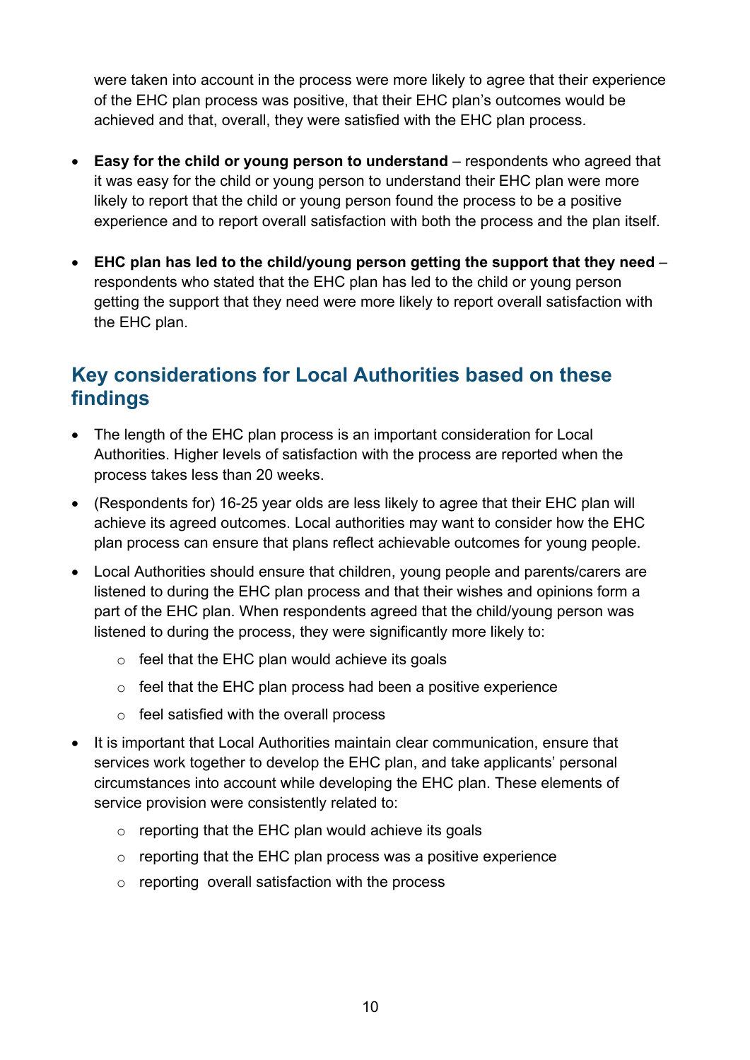were taken into account in the process were more likely to agree that their experience of the EHC plan process was positive, that their EHC plan's outcomes would be achieved and that, overall, they were satisfied with the EHC plan process.

- **Easy for the child or young person to understand** – respondents who agreed that it was easy for the child or young person to understand their EHC plan were more likely to report that the child or young person found the process to be a positive experience and to report overall satisfaction with both the process and the plan itself.
- **EHC plan has led to the child/young person getting the support that they need** – respondents who stated that the EHC plan has led to the child or young person getting the support that they need were more likely to report overall satisfaction with the EHC plan.

## Key considerations for Local Authorities based on these findings

- The length of the EHC plan process is an important consideration for Local Authorities. Higher levels of satisfaction with the process are reported when the process takes less than 20 weeks.
- (Respondents for) 16-25 year olds are less likely to agree that their EHC plan will achieve its agreed outcomes. Local authorities may want to consider how the EHC plan process can ensure that plans reflect achievable outcomes for young people.
- Local Authorities should ensure that children, young people and parents/carers are listened to during the EHC plan process and that their wishes and opinions form a part of the EHC plan. When respondents agreed that the child/young person was listened to during the process, they were significantly more likely to:
    - feel that the EHC plan would achieve its goals
    - feel that the EHC plan process had been a positive experience
    - feel satisfied with the overall process
- It is important that Local Authorities maintain clear communication, ensure that services work together to develop the EHC plan, and take applicants' personal circumstances into account while developing the EHC plan. These elements of service provision were consistently related to:
    - reporting that the EHC plan would achieve its goals
    - reporting that the EHC plan process was a positive experience
    - reporting overall satisfaction with the process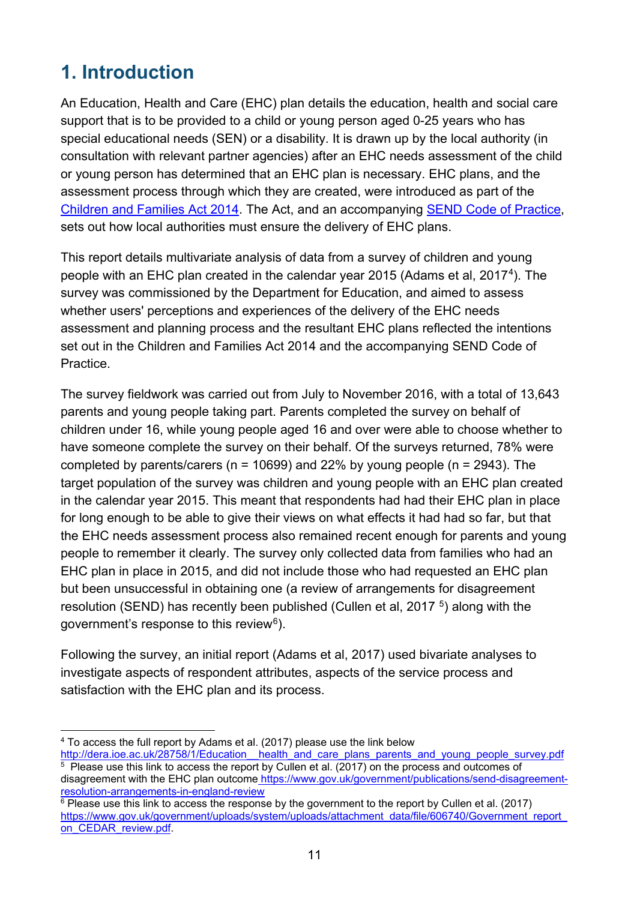# 1. Introduction

An Education, Health and Care (EHC) plan details the education, health and social care support that is to be provided to a child or young person aged 0-25 years who has special educational needs (SEN) or a disability. It is drawn up by the local authority (in consultation with relevant partner agencies) after an EHC needs assessment of the child or young person has determined that an EHC plan is necessary. EHC plans, and the assessment process through which they are created, were introduced as part of the [Children and Families Act 2014](). The Act, and an accompanying [SEND Code of Practice](), sets out how local authorities must ensure the delivery of EHC plans.

This report details multivariate analysis of data from a survey of children and young people with an EHC plan created in the calendar year 2015 (Adams et al, 2017[4]). The survey was commissioned by the Department for Education, and aimed to assess whether users' perceptions and experiences of the delivery of the EHC needs assessment and planning process and the resultant EHC plans reflected the intentions set out in the Children and Families Act 2014 and the accompanying SEND Code of Practice.

The survey fieldwork was carried out from July to November 2016, with a total of 13,643 parents and young people taking part. Parents completed the survey on behalf of children under 16, while young people aged 16 and over were able to choose whether to have someone complete the survey on their behalf. Of the surveys returned, 78% were completed by parents/carers (n = 10699) and 22% by young people (n = 2943). The target population of the survey was children and young people with an EHC plan created in the calendar year 2015. This meant that respondents had had their EHC plan in place for long enough to be able to give their views on what effects it had had so far, but that the EHC needs assessment process also remained recent enough for parents and young people to remember it clearly. The survey only collected data from families who had an EHC plan in place in 2015, and did not include those who had requested an EHC plan but been unsuccessful in obtaining one (a review of arrangements for disagreement resolution (SEND) has recently been published (Cullen et al, 2017 [5]) along with the government's response to this review[6]).

Following the survey, an initial report (Adams et al, 2017) used bivariate analyses to investigate aspects of respondent attributes, aspects of the service process and satisfaction with the EHC plan and its process.

---

[4] To access the full report by Adams et al. (2017) please use the link below
http://dera.ioe.ac.uk/28758/1/Education__health_and_care_plans_parents_and_young_people_survey.pdf

[5] Please use this link to access the report by Cullen et al. (2017) on the process and outcomes of disagreement with the EHC plan outcome https://www.gov.uk/government/publications/send-disagreement-resolution-arrangements-in-england-review

[6] Please use this link to access the response by the government to the report by Cullen et al. (2017)
https://www.gov.uk/government/uploads/system/uploads/attachment_data/file/606740/Government_report_on_CEDAR_review.pdf.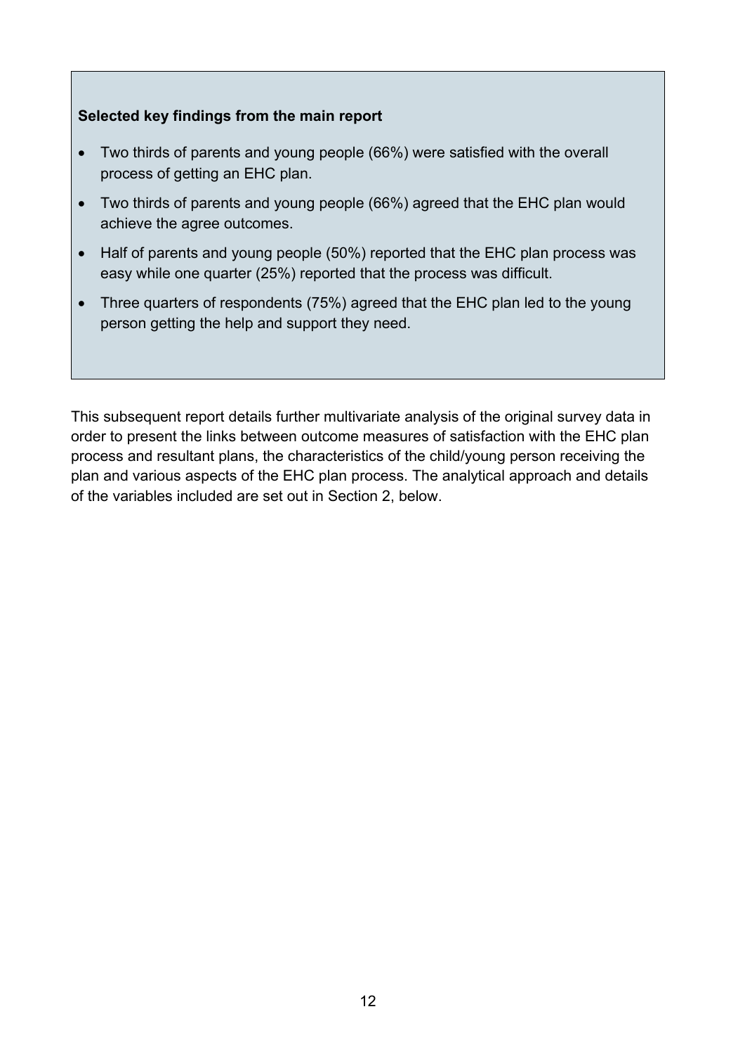**Selected key findings from the main report**

- Two thirds of parents and young people (66%) were satisfied with the overall process of getting an EHC plan.
- Two thirds of parents and young people (66%) agreed that the EHC plan would achieve the agree outcomes.
- Half of parents and young people (50%) reported that the EHC plan process was easy while one quarter (25%) reported that the process was difficult.
- Three quarters of respondents (75%) agreed that the EHC plan led to the young person getting the help and support they need.

This subsequent report details further multivariate analysis of the original survey data in order to present the links between outcome measures of satisfaction with the EHC plan process and resultant plans, the characteristics of the child/young person receiving the plan and various aspects of the EHC plan process. The analytical approach and details of the variables included are set out in Section 2, below.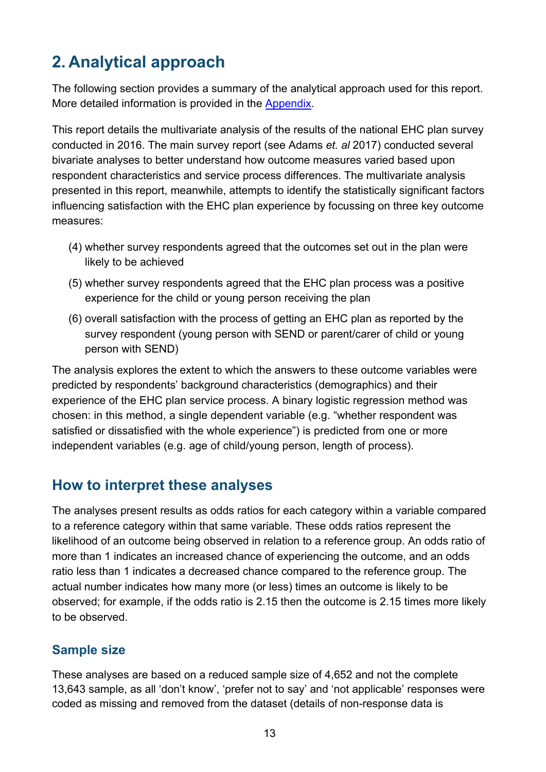# 2. Analytical approach

The following section provides a summary of the analytical approach used for this report. More detailed information is provided in the Appendix.

This report details the multivariate analysis of the results of the national EHC plan survey conducted in 2016. The main survey report (see Adams *et. al* 2017) conducted several bivariate analyses to better understand how outcome measures varied based upon respondent characteristics and service process differences. The multivariate analysis presented in this report, meanwhile, attempts to identify the statistically significant factors influencing satisfaction with the EHC plan experience by focussing on three key outcome measures:

(4) whether survey respondents agreed that the outcomes set out in the plan were likely to be achieved

(5) whether survey respondents agreed that the EHC plan process was a positive experience for the child or young person receiving the plan

(6) overall satisfaction with the process of getting an EHC plan as reported by the survey respondent (young person with SEND or parent/carer of child or young person with SEND)

The analysis explores the extent to which the answers to these outcome variables were predicted by respondents' background characteristics (demographics) and their experience of the EHC plan service process. A binary logistic regression method was chosen: in this method, a single dependent variable (e.g. "whether respondent was satisfied or dissatisfied with the whole experience") is predicted from one or more independent variables (e.g. age of child/young person, length of process).

## How to interpret these analyses

The analyses present results as odds ratios for each category within a variable compared to a reference category within that same variable. These odds ratios represent the likelihood of an outcome being observed in relation to a reference group. An odds ratio of more than 1 indicates an increased chance of experiencing the outcome, and an odds ratio less than 1 indicates a decreased chance compared to the reference group. The actual number indicates how many more (or less) times an outcome is likely to be observed; for example, if the odds ratio is 2.15 then the outcome is 2.15 times more likely to be observed.

### Sample size

These analyses are based on a reduced sample size of 4,652 and not the complete 13,643 sample, as all 'don't know', 'prefer not to say' and 'not applicable' responses were coded as missing and removed from the dataset (details of non-response data is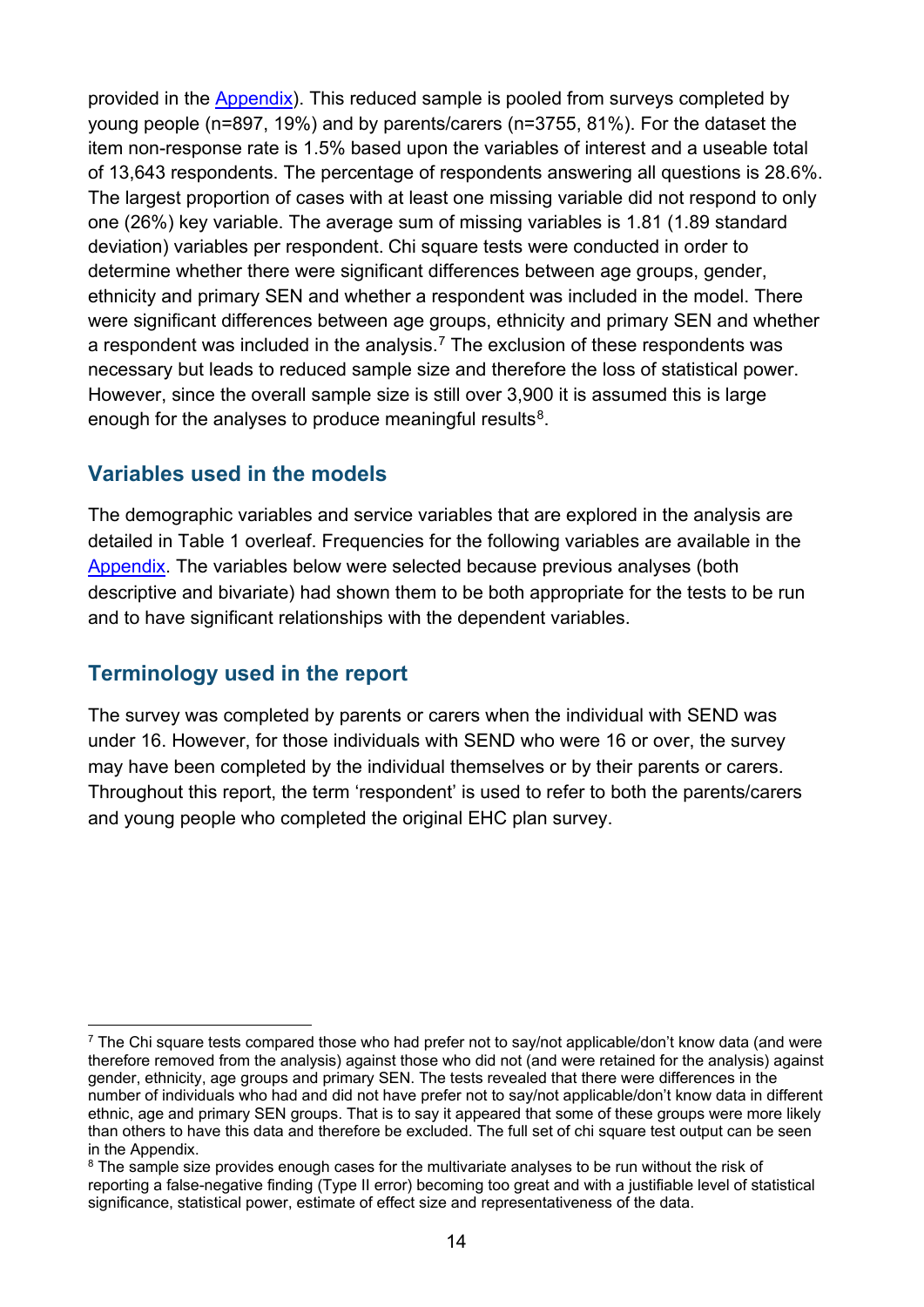provided in the Appendix). This reduced sample is pooled from surveys completed by young people (n=897, 19%) and by parents/carers (n=3755, 81%). For the dataset the item non-response rate is 1.5% based upon the variables of interest and a useable total of 13,643 respondents. The percentage of respondents answering all questions is 28.6%. The largest proportion of cases with at least one missing variable did not respond to only one (26%) key variable. The average sum of missing variables is 1.81 (1.89 standard deviation) variables per respondent. Chi square tests were conducted in order to determine whether there were significant differences between age groups, gender, ethnicity and primary SEN and whether a respondent was included in the model. There were significant differences between age groups, ethnicity and primary SEN and whether a respondent was included in the analysis.[7] The exclusion of these respondents was necessary but leads to reduced sample size and therefore the loss of statistical power. However, since the overall sample size is still over 3,900 it is assumed this is large enough for the analyses to produce meaningful results[8].

## Variables used in the models

The demographic variables and service variables that are explored in the analysis are detailed in Table 1 overleaf. Frequencies for the following variables are available in the Appendix. The variables below were selected because previous analyses (both descriptive and bivariate) had shown them to be both appropriate for the tests to be run and to have significant relationships with the dependent variables.

## Terminology used in the report

The survey was completed by parents or carers when the individual with SEND was under 16. However, for those individuals with SEND who were 16 or over, the survey may have been completed by the individual themselves or by their parents or carers. Throughout this report, the term 'respondent' is used to refer to both the parents/carers and young people who completed the original EHC plan survey.

---

[7] The Chi square tests compared those who had prefer not to say/not applicable/don't know data (and were therefore removed from the analysis) against those who did not (and were retained for the analysis) against gender, ethnicity, age groups and primary SEN. The tests revealed that there were differences in the number of individuals who had and did not have prefer not to say/not applicable/don't know data in different ethnic, age and primary SEN groups. That is to say it appeared that some of these groups were more likely than others to have this data and therefore be excluded. The full set of chi square test output can be seen in the Appendix.

[8] The sample size provides enough cases for the multivariate analyses to be run without the risk of reporting a false-negative finding (Type II error) becoming too great and with a justifiable level of statistical significance, statistical power, estimate of effect size and representativeness of the data.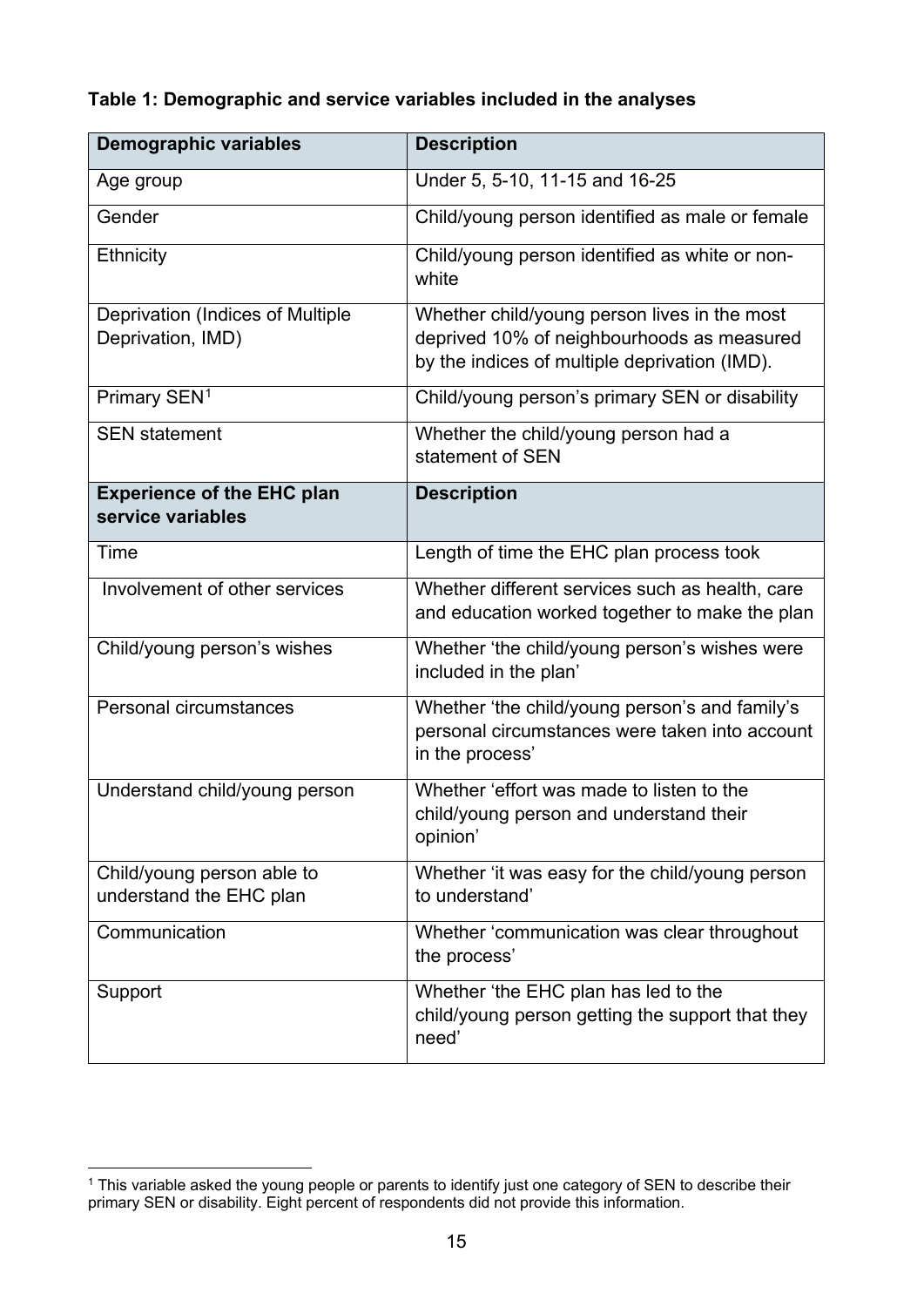**Table 1: Demographic and service variables included in the analyses**

| **Demographic variables** | **Description** |
|---|---|
| Age group | Under 5, 5-10, 11-15 and 16-25 |
| Gender | Child/young person identified as male or female |
| Ethnicity | Child/young person identified as white or non-white |
| Deprivation (Indices of Multiple Deprivation, IMD) | Whether child/young person lives in the most deprived 10% of neighbourhoods as measured by the indices of multiple deprivation (IMD). |
| Primary SEN[1] | Child/young person's primary SEN or disability |
| SEN statement | Whether the child/young person had a statement of SEN |
| **Experience of the EHC plan service variables** | **Description** |
| Time | Length of time the EHC plan process took |
| Involvement of other services | Whether different services such as health, care and education worked together to make the plan |
| Child/young person's wishes | Whether 'the child/young person's wishes were included in the plan' |
| Personal circumstances | Whether 'the child/young person's and family's personal circumstances were taken into account in the process' |
| Understand child/young person | Whether 'effort was made to listen to the child/young person and understand their opinion' |
| Child/young person able to understand the EHC plan | Whether 'it was easy for the child/young person to understand' |
| Communication | Whether 'communication was clear throughout the process' |
| Support | Whether 'the EHC plan has led to the child/young person getting the support that they need' |

[1] This variable asked the young people or parents to identify just one category of SEN to describe their primary SEN or disability. Eight percent of respondents did not provide this information.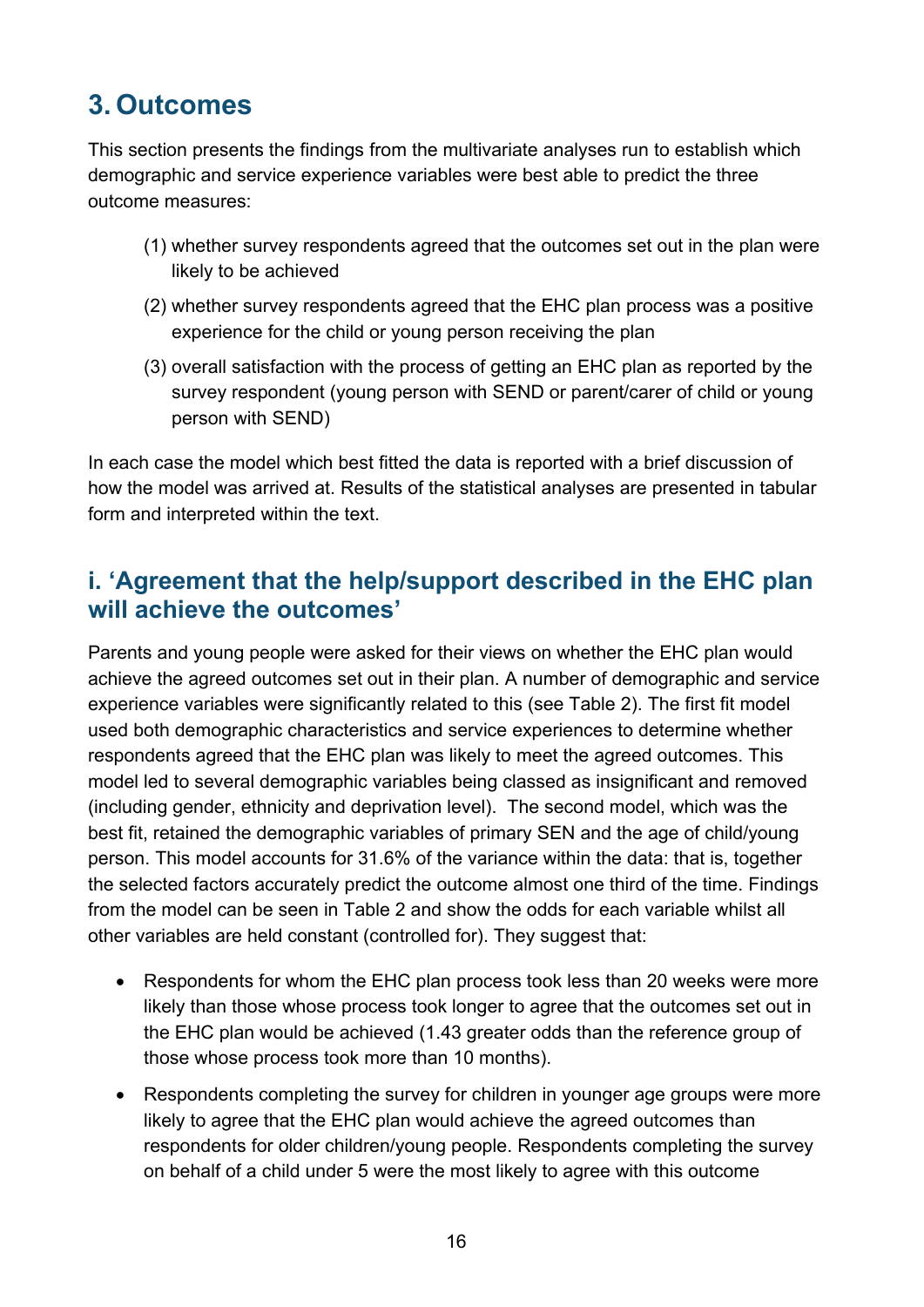## 3. Outcomes

This section presents the findings from the multivariate analyses run to establish which demographic and service experience variables were best able to predict the three outcome measures:

(1) whether survey respondents agreed that the outcomes set out in the plan were likely to be achieved

(2) whether survey respondents agreed that the EHC plan process was a positive experience for the child or young person receiving the plan

(3) overall satisfaction with the process of getting an EHC plan as reported by the survey respondent (young person with SEND or parent/carer of child or young person with SEND)

In each case the model which best fitted the data is reported with a brief discussion of how the model was arrived at. Results of the statistical analyses are presented in tabular form and interpreted within the text.

### i. 'Agreement that the help/support described in the EHC plan will achieve the outcomes'

Parents and young people were asked for their views on whether the EHC plan would achieve the agreed outcomes set out in their plan. A number of demographic and service experience variables were significantly related to this (see Table 2). The first fit model used both demographic characteristics and service experiences to determine whether respondents agreed that the EHC plan was likely to meet the agreed outcomes. This model led to several demographic variables being classed as insignificant and removed (including gender, ethnicity and deprivation level). The second model, which was the best fit, retained the demographic variables of primary SEN and the age of child/young person. This model accounts for 31.6% of the variance within the data: that is, together the selected factors accurately predict the outcome almost one third of the time. Findings from the model can be seen in Table 2 and show the odds for each variable whilst all other variables are held constant (controlled for). They suggest that:

- Respondents for whom the EHC plan process took less than 20 weeks were more likely than those whose process took longer to agree that the outcomes set out in the EHC plan would be achieved (1.43 greater odds than the reference group of those whose process took more than 10 months).
- Respondents completing the survey for children in younger age groups were more likely to agree that the EHC plan would achieve the agreed outcomes than respondents for older children/young people. Respondents completing the survey on behalf of a child under 5 were the most likely to agree with this outcome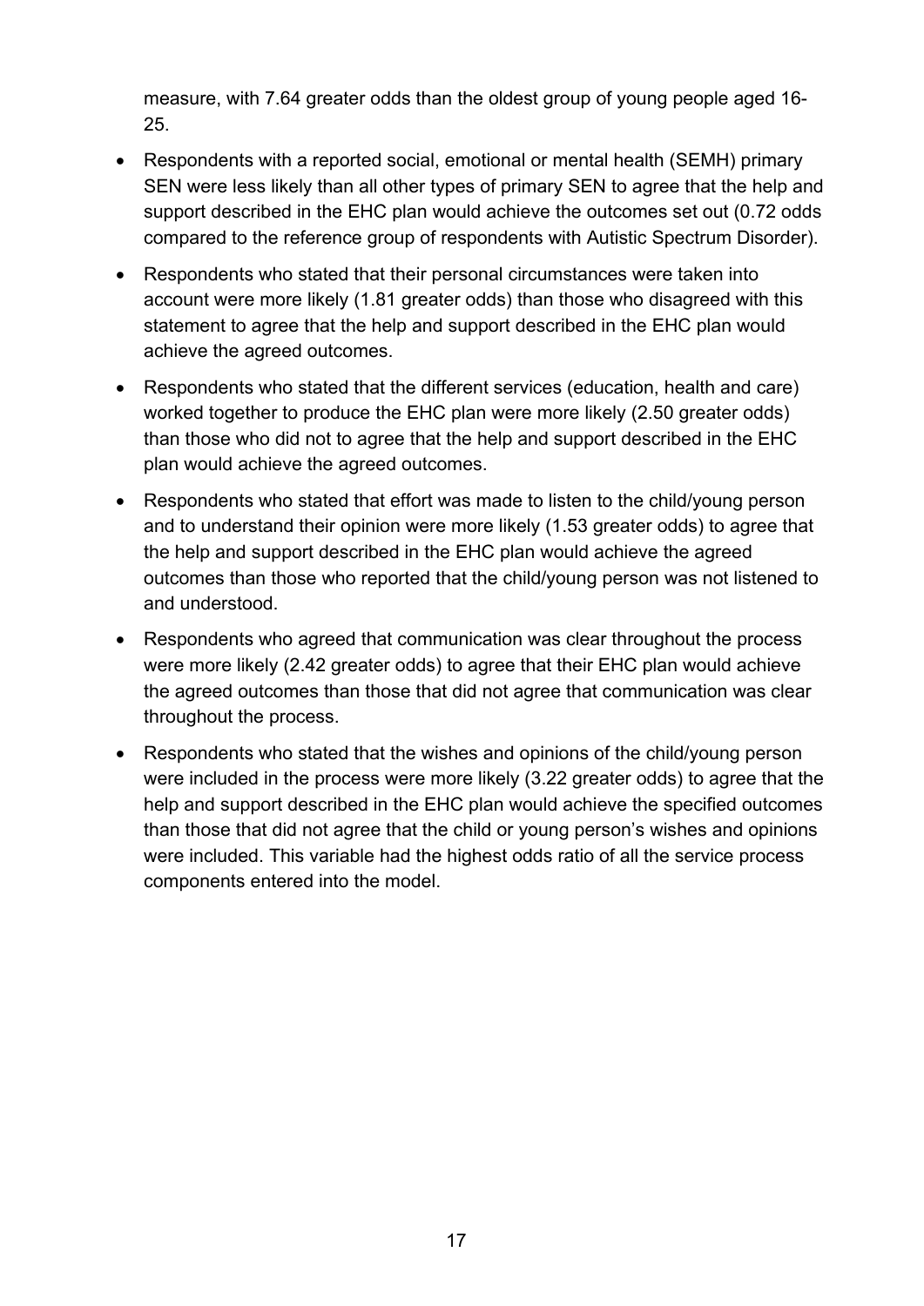measure, with 7.64 greater odds than the oldest group of young people aged 16-25.

- Respondents with a reported social, emotional or mental health (SEMH) primary SEN were less likely than all other types of primary SEN to agree that the help and support described in the EHC plan would achieve the outcomes set out (0.72 odds compared to the reference group of respondents with Autistic Spectrum Disorder).
- Respondents who stated that their personal circumstances were taken into account were more likely (1.81 greater odds) than those who disagreed with this statement to agree that the help and support described in the EHC plan would achieve the agreed outcomes.
- Respondents who stated that the different services (education, health and care) worked together to produce the EHC plan were more likely (2.50 greater odds) than those who did not to agree that the help and support described in the EHC plan would achieve the agreed outcomes.
- Respondents who stated that effort was made to listen to the child/young person and to understand their opinion were more likely (1.53 greater odds) to agree that the help and support described in the EHC plan would achieve the agreed outcomes than those who reported that the child/young person was not listened to and understood.
- Respondents who agreed that communication was clear throughout the process were more likely (2.42 greater odds) to agree that their EHC plan would achieve the agreed outcomes than those that did not agree that communication was clear throughout the process.
- Respondents who stated that the wishes and opinions of the child/young person were included in the process were more likely (3.22 greater odds) to agree that the help and support described in the EHC plan would achieve the specified outcomes than those that did not agree that the child or young person's wishes and opinions were included. This variable had the highest odds ratio of all the service process components entered into the model.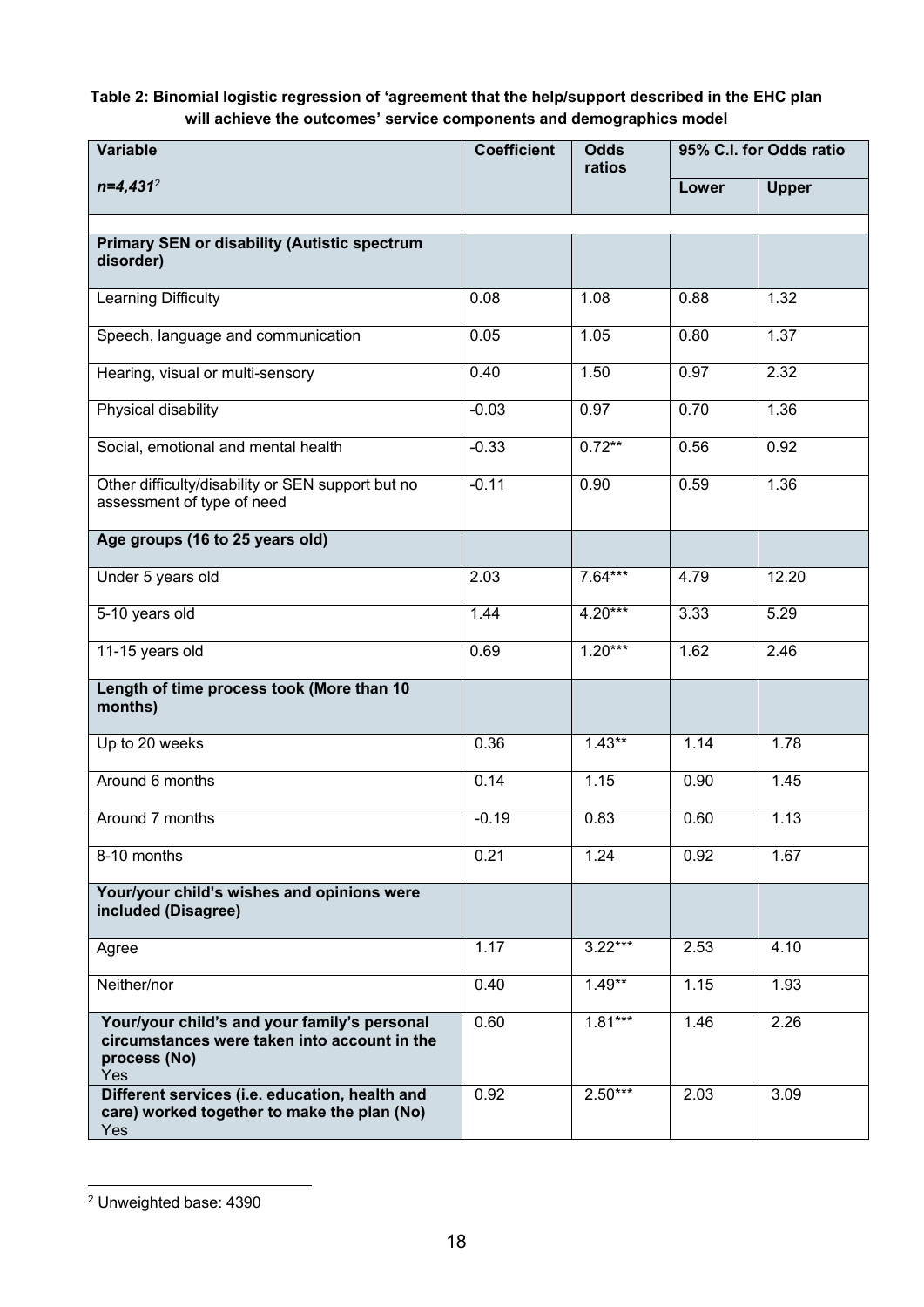**Table 2: Binomial logistic regression of 'agreement that the help/support described in the EHC plan will achieve the outcomes' service components and demographics model**

| Variable | Coefficient | Odds ratios | 95% C.I. for Odds ratio | |
|---|---|---|---|---|
| *n=4,431*[2] | | | Lower | Upper |
| | | | | |
| **Primary SEN or disability (Autistic spectrum disorder)** | | | | |
| Learning Difficulty | 0.08 | 1.08 | 0.88 | 1.32 |
| Speech, language and communication | 0.05 | 1.05 | 0.80 | 1.37 |
| Hearing, visual or multi-sensory | 0.40 | 1.50 | 0.97 | 2.32 |
| Physical disability | -0.03 | 0.97 | 0.70 | 1.36 |
| Social, emotional and mental health | -0.33 | 0.72** | 0.56 | 0.92 |
| Other difficulty/disability or SEN support but no assessment of type of need | -0.11 | 0.90 | 0.59 | 1.36 |
| **Age groups (16 to 25 years old)** | | | | |
| Under 5 years old | 2.03 | 7.64*** | 4.79 | 12.20 |
| 5-10 years old | 1.44 | 4.20*** | 3.33 | 5.29 |
| 11-15 years old | 0.69 | 1.20*** | 1.62 | 2.46 |
| **Length of time process took (More than 10 months)** | | | | |
| Up to 20 weeks | 0.36 | 1.43** | 1.14 | 1.78 |
| Around 6 months | 0.14 | 1.15 | 0.90 | 1.45 |
| Around 7 months | -0.19 | 0.83 | 0.60 | 1.13 |
| 8-10 months | 0.21 | 1.24 | 0.92 | 1.67 |
| **Your/your child's wishes and opinions were included (Disagree)** | | | | |
| Agree | 1.17 | 3.22*** | 2.53 | 4.10 |
| Neither/nor | 0.40 | 1.49** | 1.15 | 1.93 |
| **Your/your child's and your family's personal circumstances were taken into account in the process (No)** Yes | 0.60 | 1.81*** | 1.46 | 2.26 |
| **Different services (i.e. education, health and care) worked together to make the plan (No)** Yes | 0.92 | 2.50*** | 2.03 | 3.09 |

[2] Unweighted base: 4390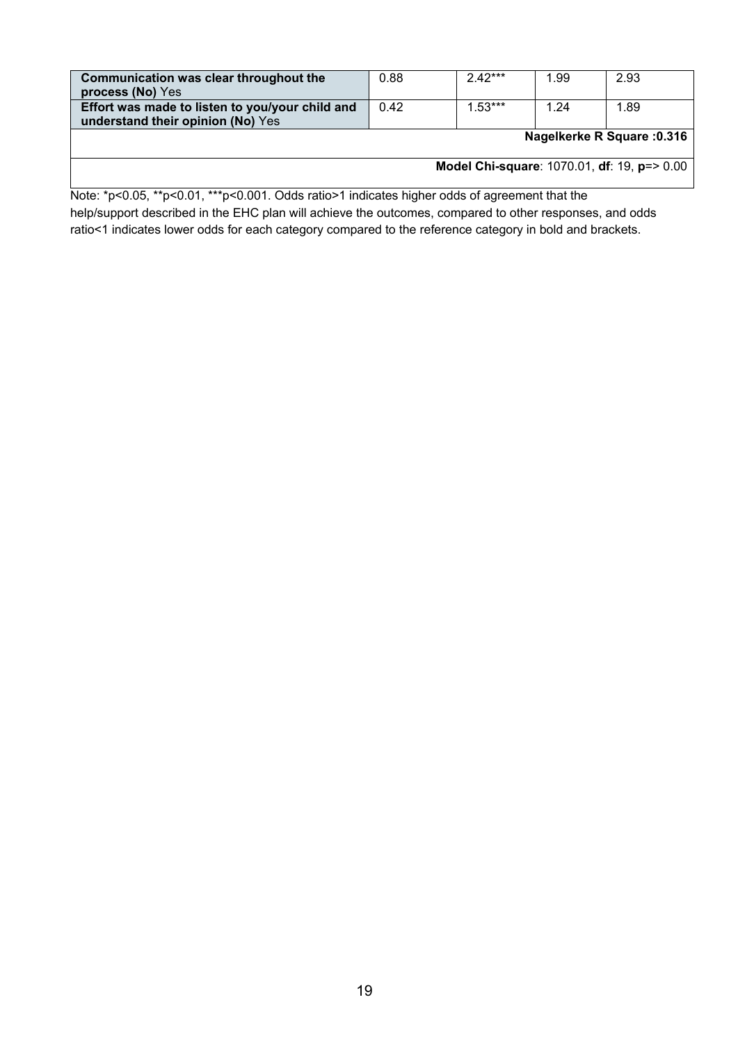| | | | | |
|---|---|---|---|---|
| **Communication was clear throughout the process (No)** Yes | 0.88 | 2.42*** | 1.99 | 2.93 |
| **Effort was made to listen to you/your child and understand their opinion (No)** Yes | 0.42 | 1.53*** | 1.24 | 1.89 |
| **Nagelkerke R Square :0.316** | | | | |
| **Model Chi-square**: 1070.01, **df**: 19, **p**=> 0.00 | | | | |

Note: *p<0.05, **p<0.01, ***p<0.001. Odds ratio>1 indicates higher odds of agreement that the help/support described in the EHC plan will achieve the outcomes, compared to other responses, and odds ratio<1 indicates lower odds for each category compared to the reference category in bold and brackets.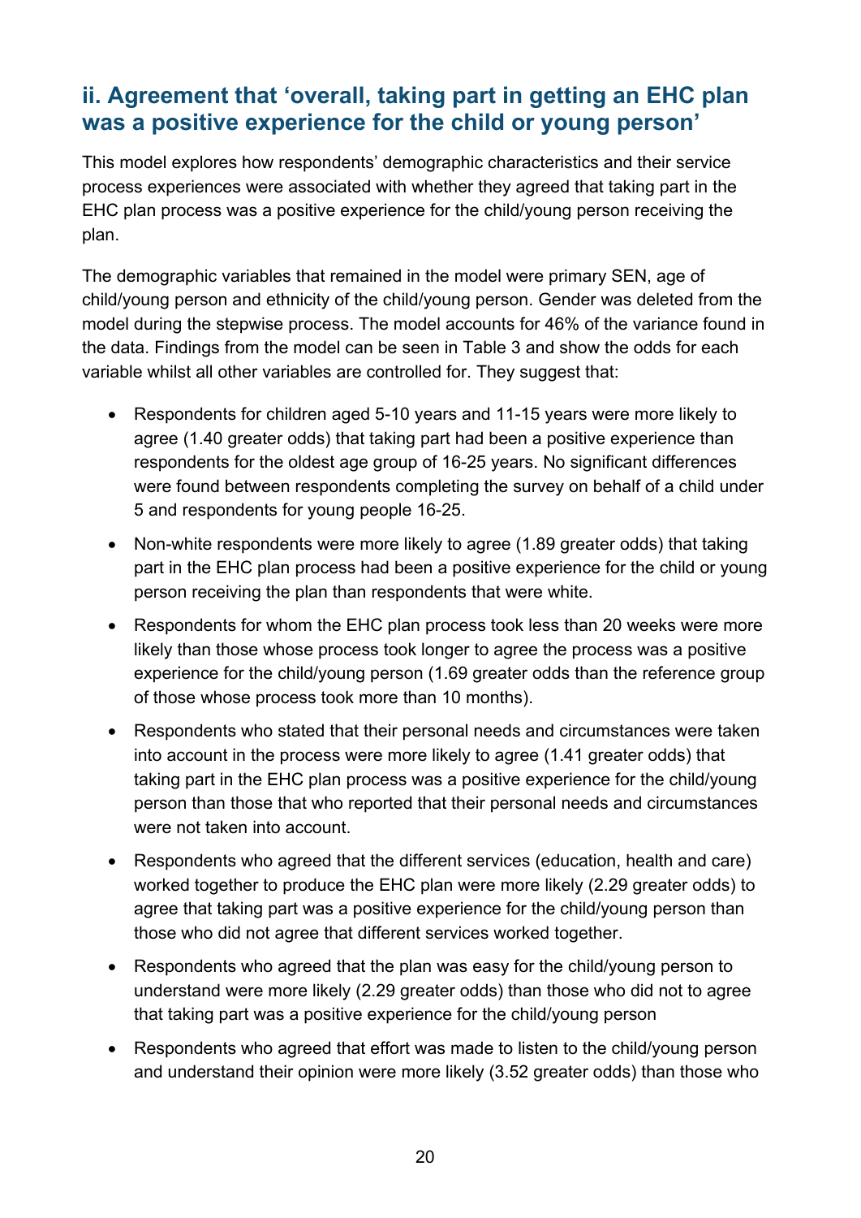## ii. Agreement that 'overall, taking part in getting an EHC plan was a positive experience for the child or young person'

This model explores how respondents' demographic characteristics and their service process experiences were associated with whether they agreed that taking part in the EHC plan process was a positive experience for the child/young person receiving the plan.

The demographic variables that remained in the model were primary SEN, age of child/young person and ethnicity of the child/young person. Gender was deleted from the model during the stepwise process. The model accounts for 46% of the variance found in the data. Findings from the model can be seen in Table 3 and show the odds for each variable whilst all other variables are controlled for. They suggest that:

- Respondents for children aged 5-10 years and 11-15 years were more likely to agree (1.40 greater odds) that taking part had been a positive experience than respondents for the oldest age group of 16-25 years. No significant differences were found between respondents completing the survey on behalf of a child under 5 and respondents for young people 16-25.
- Non-white respondents were more likely to agree (1.89 greater odds) that taking part in the EHC plan process had been a positive experience for the child or young person receiving the plan than respondents that were white.
- Respondents for whom the EHC plan process took less than 20 weeks were more likely than those whose process took longer to agree the process was a positive experience for the child/young person (1.69 greater odds than the reference group of those whose process took more than 10 months).
- Respondents who stated that their personal needs and circumstances were taken into account in the process were more likely to agree (1.41 greater odds) that taking part in the EHC plan process was a positive experience for the child/young person than those that who reported that their personal needs and circumstances were not taken into account.
- Respondents who agreed that the different services (education, health and care) worked together to produce the EHC plan were more likely (2.29 greater odds) to agree that taking part was a positive experience for the child/young person than those who did not agree that different services worked together.
- Respondents who agreed that the plan was easy for the child/young person to understand were more likely (2.29 greater odds) than those who did not to agree that taking part was a positive experience for the child/young person
- Respondents who agreed that effort was made to listen to the child/young person and understand their opinion were more likely (3.52 greater odds) than those who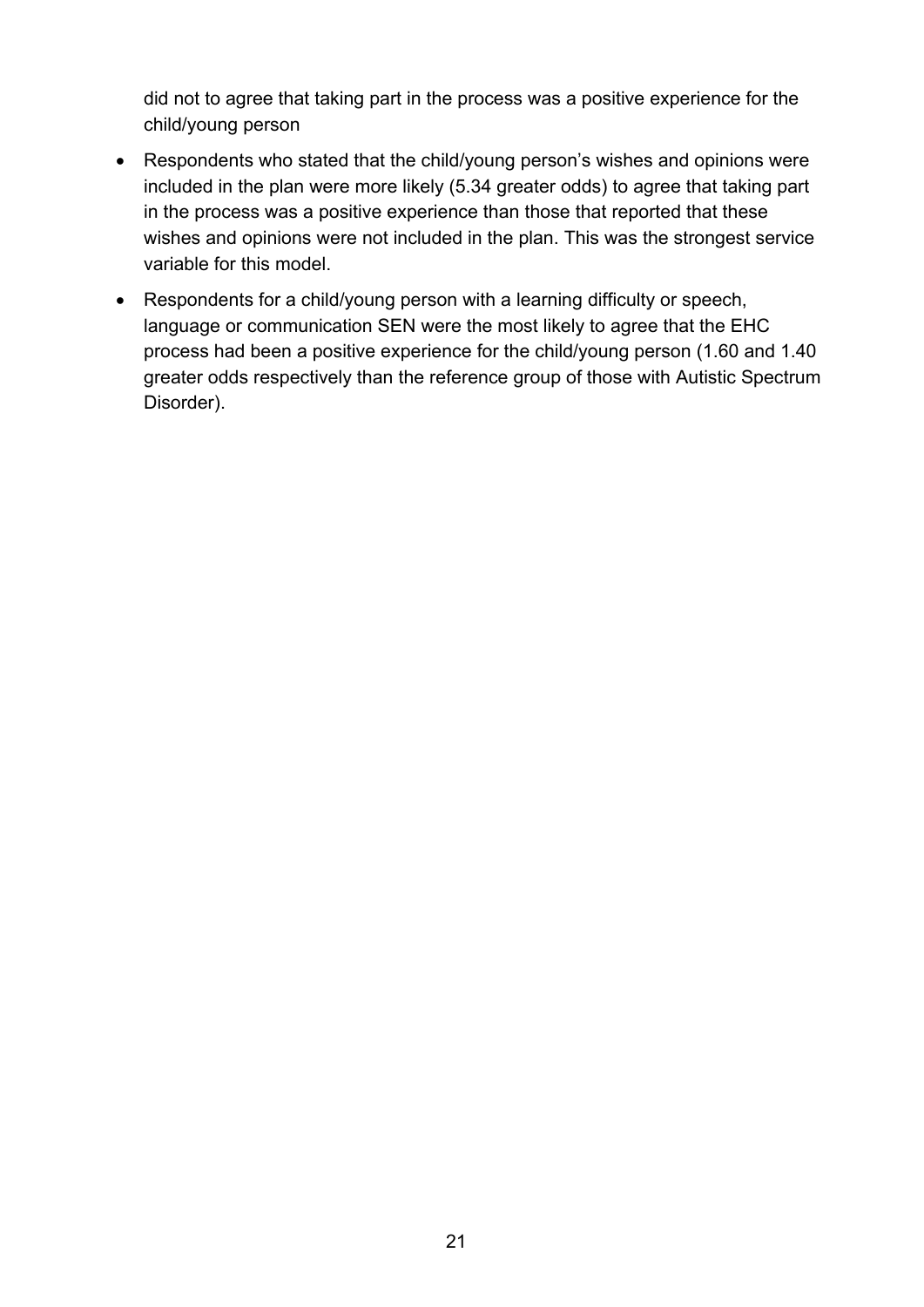did not to agree that taking part in the process was a positive experience for the child/young person

- Respondents who stated that the child/young person's wishes and opinions were included in the plan were more likely (5.34 greater odds) to agree that taking part in the process was a positive experience than those that reported that these wishes and opinions were not included in the plan. This was the strongest service variable for this model.
- Respondents for a child/young person with a learning difficulty or speech, language or communication SEN were the most likely to agree that the EHC process had been a positive experience for the child/young person (1.60 and 1.40 greater odds respectively than the reference group of those with Autistic Spectrum Disorder).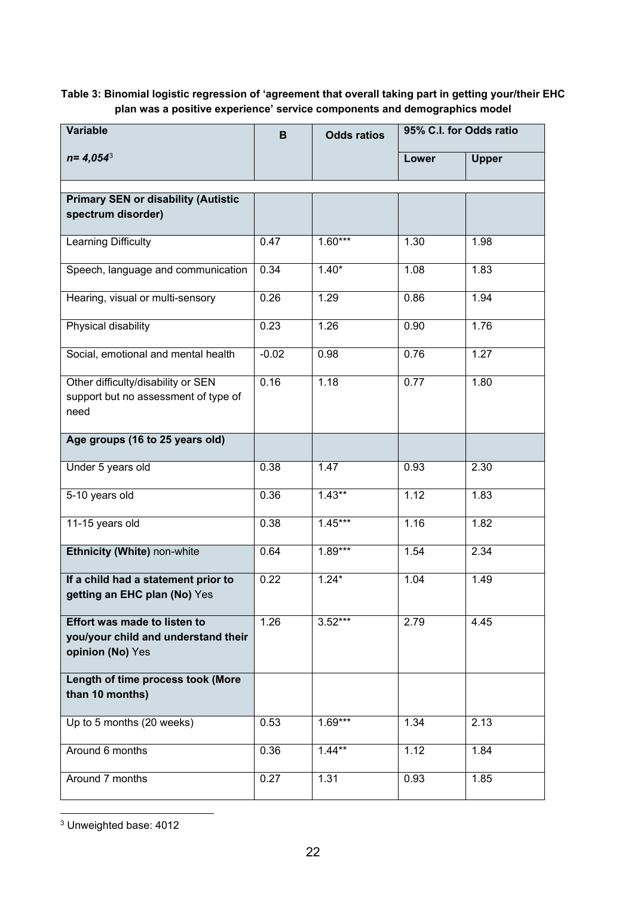**Table 3: Binomial logistic regression of 'agreement that overall taking part in getting your/their EHC plan was a positive experience' service components and demographics model**

| Variable | B | Odds ratios | 95% C.I. for Odds ratio | |
|---|---|---|---|---|
| *n= 4,054*[3] | | | Lower | Upper |
| | | | | |
| **Primary SEN or disability (Autistic spectrum disorder)** | | | | |
| Learning Difficulty | 0.47 | 1.60*** | 1.30 | 1.98 |
| Speech, language and communication | 0.34 | 1.40* | 1.08 | 1.83 |
| Hearing, visual or multi-sensory | 0.26 | 1.29 | 0.86 | 1.94 |
| Physical disability | 0.23 | 1.26 | 0.90 | 1.76 |
| Social, emotional and mental health | -0.02 | 0.98 | 0.76 | 1.27 |
| Other difficulty/disability or SEN support but no assessment of type of need | 0.16 | 1.18 | 0.77 | 1.80 |
| **Age groups (16 to 25 years old)** | | | | |
| Under 5 years old | 0.38 | 1.47 | 0.93 | 2.30 |
| 5-10 years old | 0.36 | 1.43** | 1.12 | 1.83 |
| 11-15 years old | 0.38 | 1.45*** | 1.16 | 1.82 |
| **Ethnicity (White)** non-white | 0.64 | 1.89*** | 1.54 | 2.34 |
| **If a child had a statement prior to getting an EHC plan (No)** Yes | 0.22 | 1.24* | 1.04 | 1.49 |
| **Effort was made to listen to you/your child and understand their opinion (No)** Yes | 1.26 | 3.52*** | 2.79 | 4.45 |
| **Length of time process took (More than 10 months)** | | | | |
| Up to 5 months (20 weeks) | 0.53 | 1.69*** | 1.34 | 2.13 |
| Around 6 months | 0.36 | 1.44** | 1.12 | 1.84 |
| Around 7 months | 0.27 | 1.31 | 0.93 | 1.85 |

[3] Unweighted base: 4012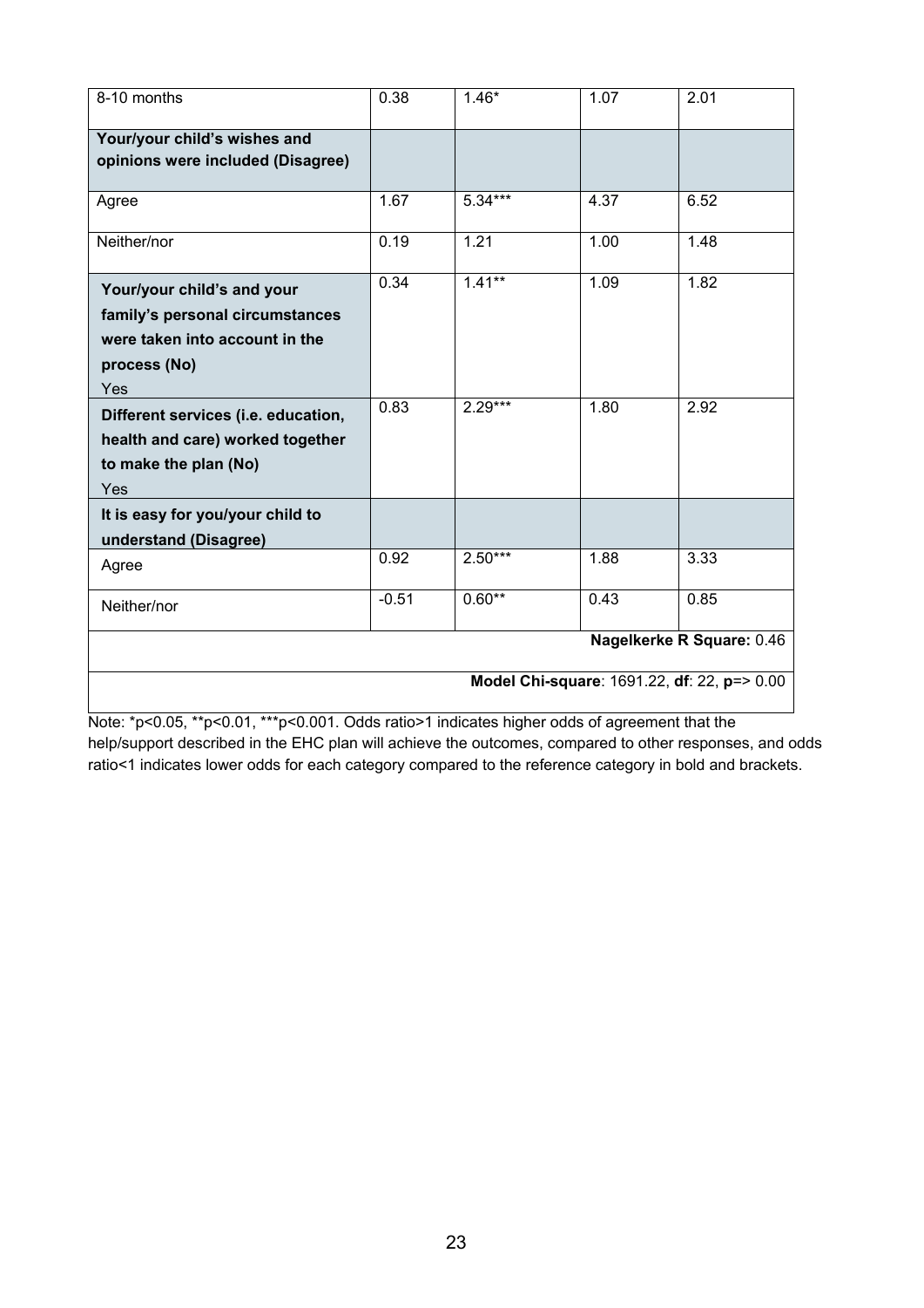| | | | | |
|---|---|---|---|---|
| 8-10 months | 0.38 | 1.46* | 1.07 | 2.01 |
| **Your/your child's wishes and opinions were included (Disagree)** | | | | |
| Agree | 1.67 | 5.34*** | 4.37 | 6.52 |
| Neither/nor | 0.19 | 1.21 | 1.00 | 1.48 |
| **Your/your child's and your family's personal circumstances were taken into account in the process (No)** Yes | 0.34 | 1.41** | 1.09 | 1.82 |
| **Different services (i.e. education, health and care) worked together to make the plan (No)** Yes | 0.83 | 2.29*** | 1.80 | 2.92 |
| **It is easy for you/your child to understand (Disagree)** | | | | |
| Agree | 0.92 | 2.50*** | 1.88 | 3.33 |
| Neither/nor | -0.51 | 0.60** | 0.43 | 0.85 |
| **Nagelkerke R Square:** 0.46 | | | | |
| **Model Chi-square**: 1691.22, **df**: 22, **p**=> 0.00 | | | | |

Note: *p<0.05, **p<0.01, ***p<0.001. Odds ratio>1 indicates higher odds of agreement that the help/support described in the EHC plan will achieve the outcomes, compared to other responses, and odds ratio<1 indicates lower odds for each category compared to the reference category in bold and brackets.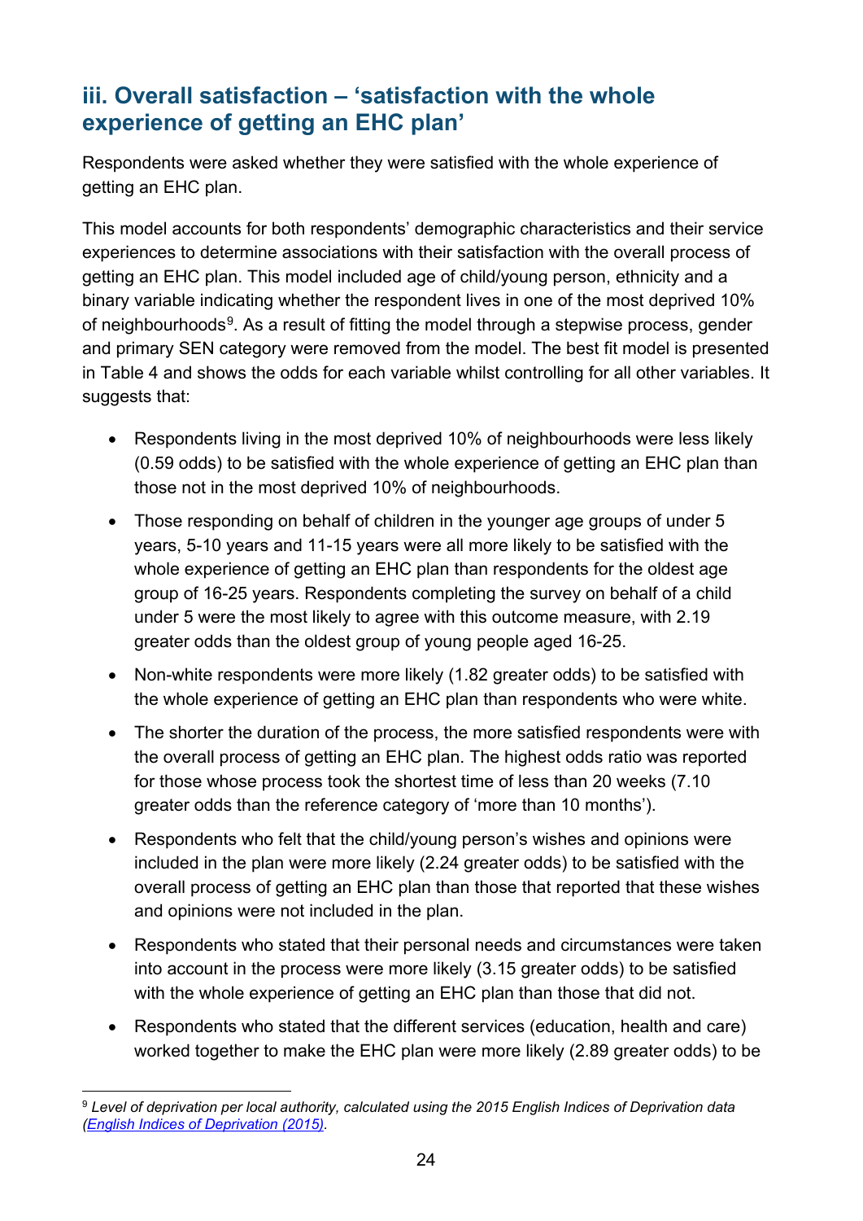## iii. Overall satisfaction – 'satisfaction with the whole experience of getting an EHC plan'

Respondents were asked whether they were satisfied with the whole experience of getting an EHC plan.

This model accounts for both respondents' demographic characteristics and their service experiences to determine associations with their satisfaction with the overall process of getting an EHC plan. This model included age of child/young person, ethnicity and a binary variable indicating whether the respondent lives in one of the most deprived 10% of neighbourhoods[9]. As a result of fitting the model through a stepwise process, gender and primary SEN category were removed from the model. The best fit model is presented in Table 4 and shows the odds for each variable whilst controlling for all other variables. It suggests that:

- Respondents living in the most deprived 10% of neighbourhoods were less likely (0.59 odds) to be satisfied with the whole experience of getting an EHC plan than those not in the most deprived 10% of neighbourhoods.
- Those responding on behalf of children in the younger age groups of under 5 years, 5-10 years and 11-15 years were all more likely to be satisfied with the whole experience of getting an EHC plan than respondents for the oldest age group of 16-25 years. Respondents completing the survey on behalf of a child under 5 were the most likely to agree with this outcome measure, with 2.19 greater odds than the oldest group of young people aged 16-25.
- Non-white respondents were more likely (1.82 greater odds) to be satisfied with the whole experience of getting an EHC plan than respondents who were white.
- The shorter the duration of the process, the more satisfied respondents were with the overall process of getting an EHC plan. The highest odds ratio was reported for those whose process took the shortest time of less than 20 weeks (7.10 greater odds than the reference category of 'more than 10 months').
- Respondents who felt that the child/young person's wishes and opinions were included in the plan were more likely (2.24 greater odds) to be satisfied with the overall process of getting an EHC plan than those that reported that these wishes and opinions were not included in the plan.
- Respondents who stated that their personal needs and circumstances were taken into account in the process were more likely (3.15 greater odds) to be satisfied with the whole experience of getting an EHC plan than those that did not.
- Respondents who stated that the different services (education, health and care) worked together to make the EHC plan were more likely (2.89 greater odds) to be

[9] *Level of deprivation per local authority, calculated using the 2015 English Indices of Deprivation data ([English Indices of Deprivation (2015)](English Indices of Deprivation (2015))).*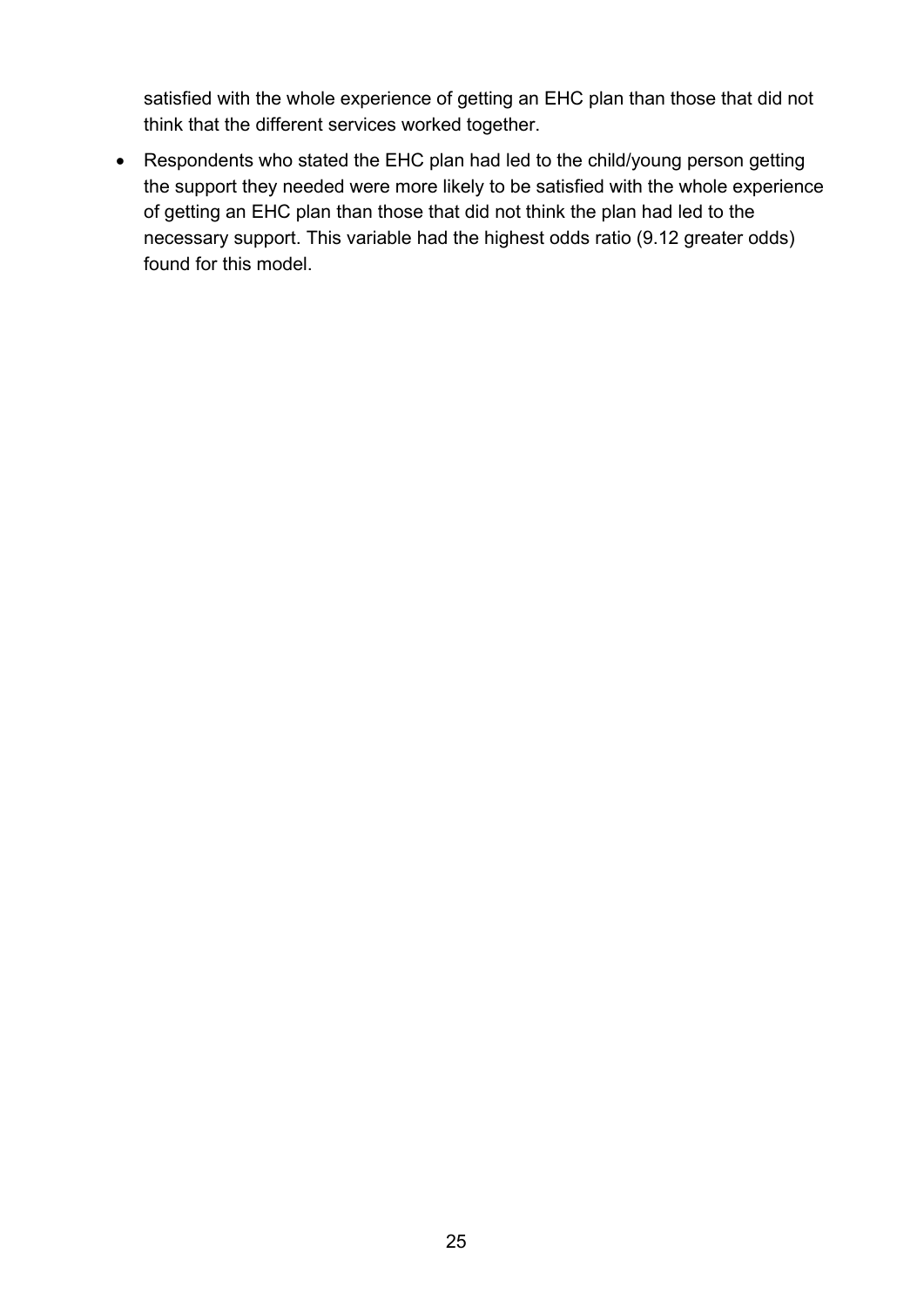satisfied with the whole experience of getting an EHC plan than those that did not think that the different services worked together.

- Respondents who stated the EHC plan had led to the child/young person getting the support they needed were more likely to be satisfied with the whole experience of getting an EHC plan than those that did not think the plan had led to the necessary support. This variable had the highest odds ratio (9.12 greater odds) found for this model.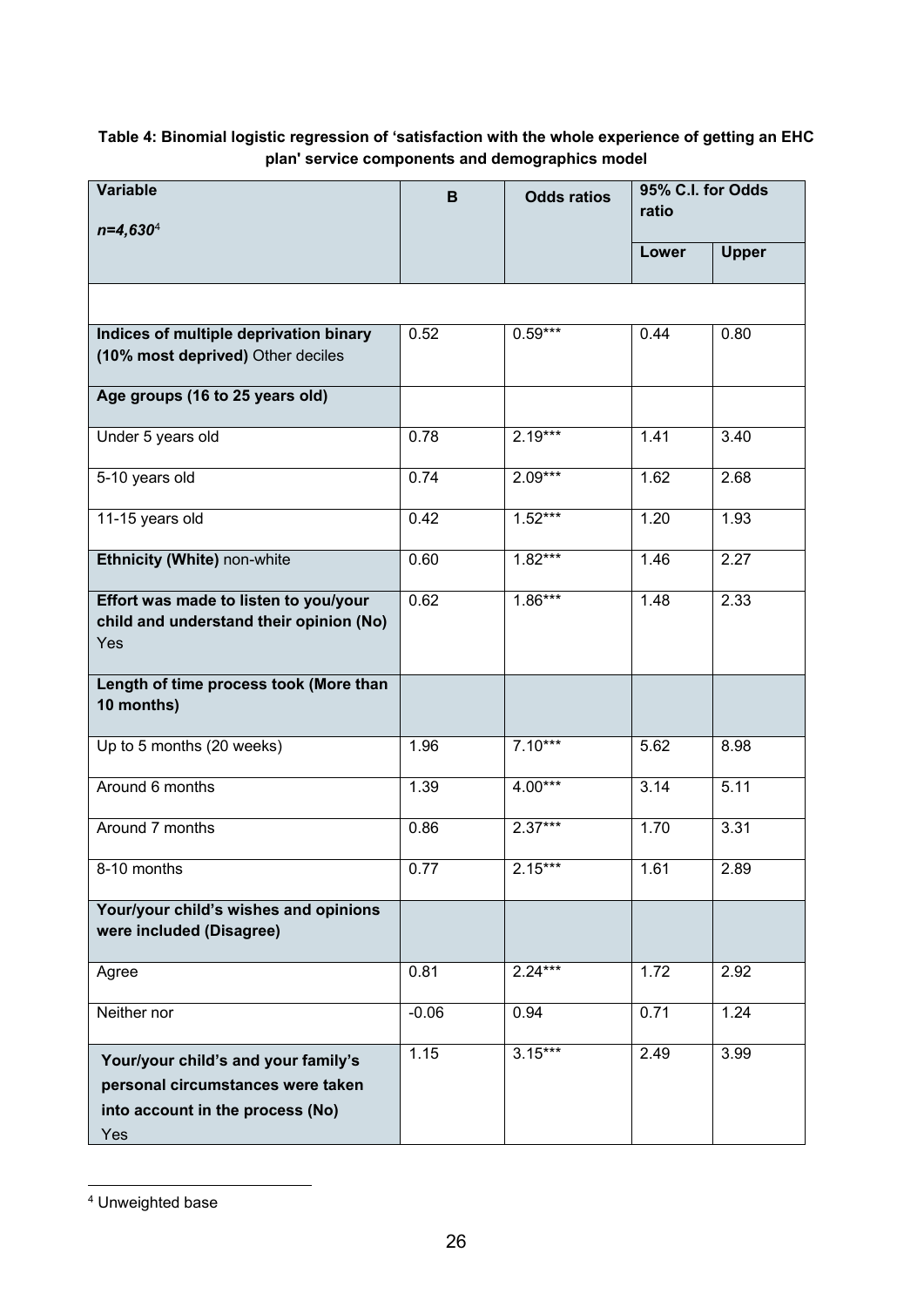**Table 4: Binomial logistic regression of 'satisfaction with the whole experience of getting an EHC plan' service components and demographics model**

| Variable<br>*n=4,630*[4] | B | Odds ratios | 95% C.I. for Odds ratio | |
|---|---|---|---|---|
| | | | Lower | Upper |
| | | | | |
| **Indices of multiple deprivation binary (10% most deprived)** Other deciles | 0.52 | 0.59*** | 0.44 | 0.80 |
| **Age groups (16 to 25 years old)** | | | | |
| Under 5 years old | 0.78 | 2.19*** | 1.41 | 3.40 |
| 5-10 years old | 0.74 | 2.09*** | 1.62 | 2.68 |
| 11-15 years old | 0.42 | 1.52*** | 1.20 | 1.93 |
| **Ethnicity (White)** non-white | 0.60 | 1.82*** | 1.46 | 2.27 |
| **Effort was made to listen to you/your child and understand their opinion (No)** Yes | 0.62 | 1.86*** | 1.48 | 2.33 |
| **Length of time process took (More than 10 months)** | | | | |
| Up to 5 months (20 weeks) | 1.96 | 7.10*** | 5.62 | 8.98 |
| Around 6 months | 1.39 | 4.00*** | 3.14 | 5.11 |
| Around 7 months | 0.86 | 2.37*** | 1.70 | 3.31 |
| 8-10 months | 0.77 | 2.15*** | 1.61 | 2.89 |
| **Your/your child's wishes and opinions were included (Disagree)** | | | | |
| Agree | 0.81 | 2.24*** | 1.72 | 2.92 |
| Neither nor | -0.06 | 0.94 | 0.71 | 1.24 |
| **Your/your child's and your family's personal circumstances were taken into account in the process (No)** Yes | 1.15 | 3.15*** | 2.49 | 3.99 |

[4] Unweighted base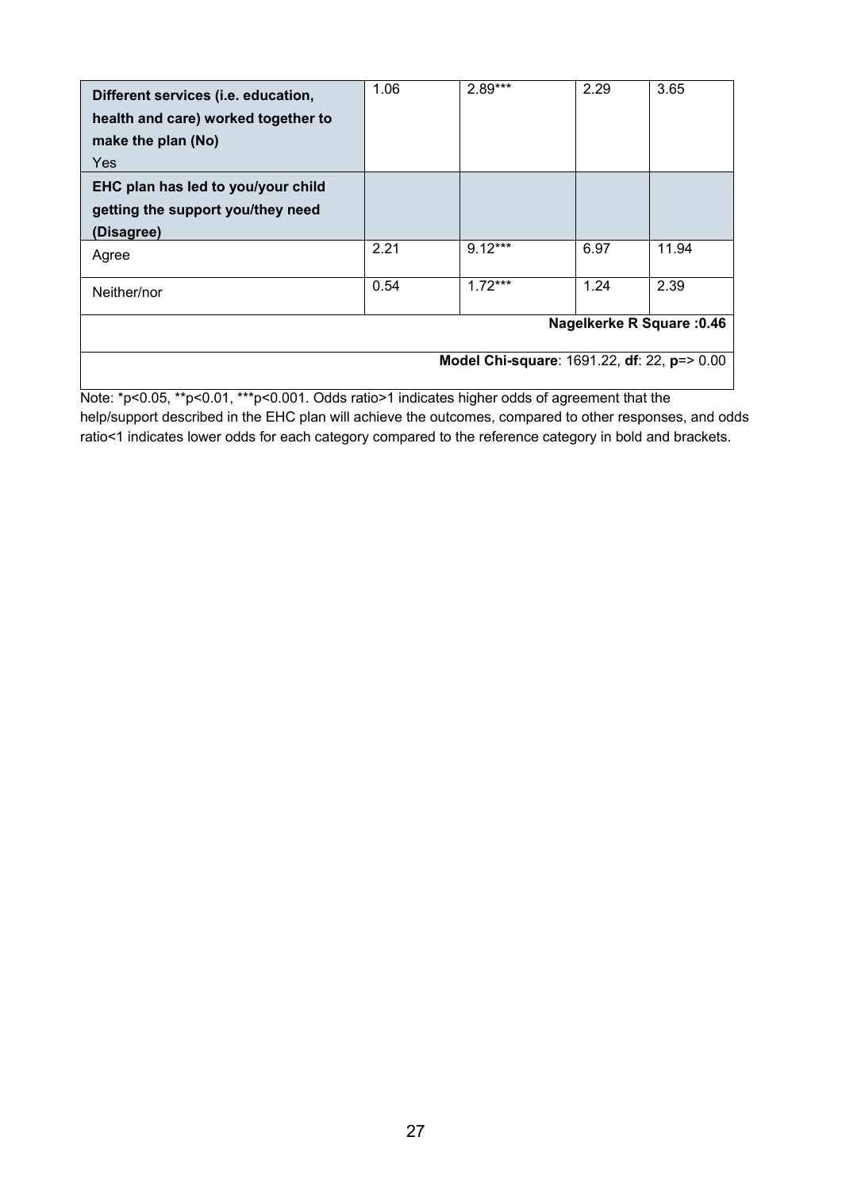| | | | | |
|---|---|---|---|---|
| **Different services (i.e. education, health and care) worked together to make the plan (No)** Yes | 1.06 | 2.89*** | 2.29 | 3.65 |
| **EHC plan has led to you/your child getting the support you/they need (Disagree)** | | | | |
| Agree | 2.21 | 9.12*** | 6.97 | 11.94 |
| Neither/nor | 0.54 | 1.72*** | 1.24 | 2.39 |
| **Nagelkerke R Square :0.46** | | | | |
| **Model Chi-square**: 1691.22, **df**: 22, **p**=> 0.00 | | | | |

Note: *p<0.05, **p<0.01, ***p<0.001. Odds ratio>1 indicates higher odds of agreement that the help/support described in the EHC plan will achieve the outcomes, compared to other responses, and odds ratio<1 indicates lower odds for each category compared to the reference category in bold and brackets.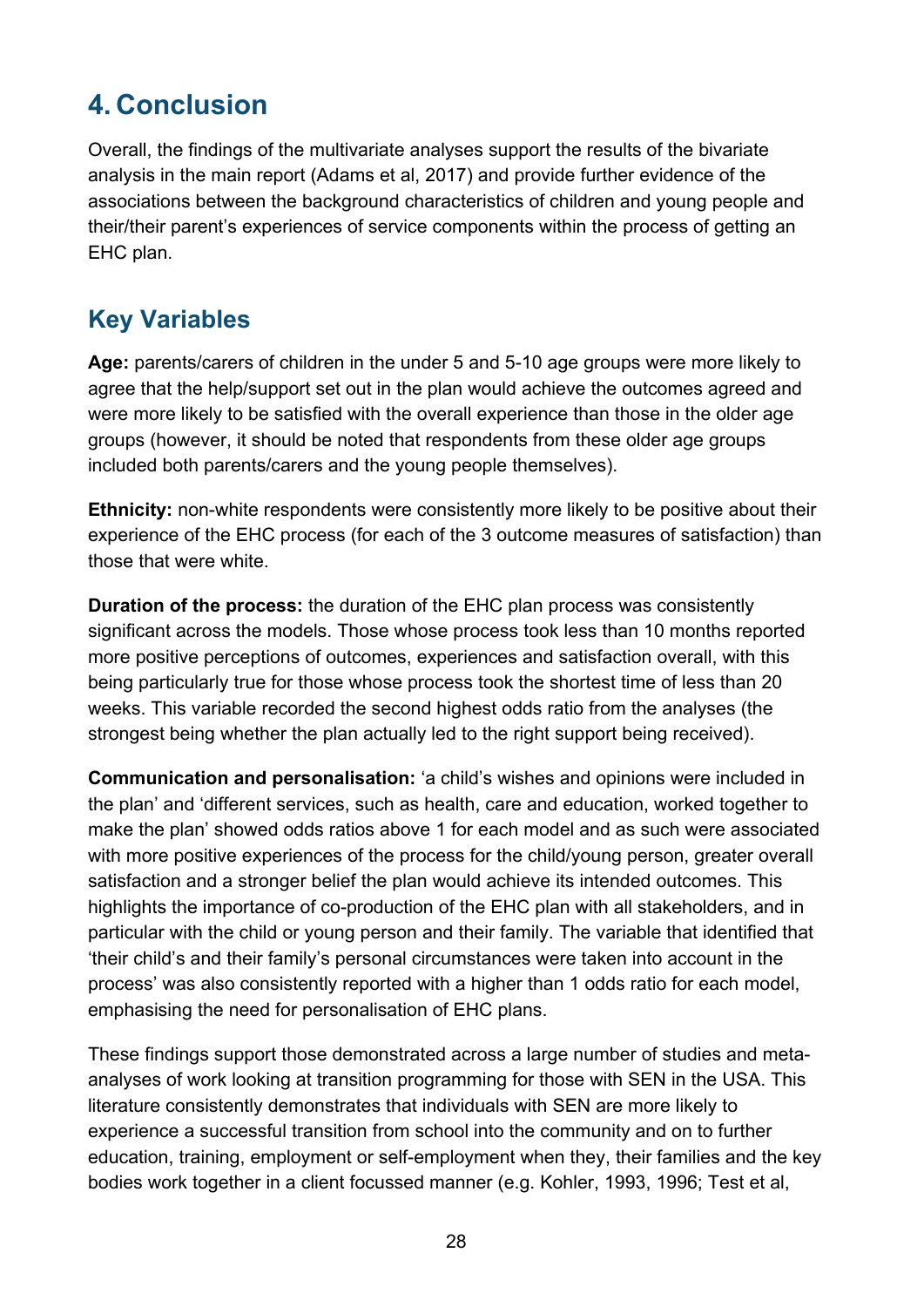# 4. Conclusion

Overall, the findings of the multivariate analyses support the results of the bivariate analysis in the main report (Adams et al, 2017) and provide further evidence of the associations between the background characteristics of children and young people and their/their parent's experiences of service components within the process of getting an EHC plan.

## Key Variables

**Age:** parents/carers of children in the under 5 and 5-10 age groups were more likely to agree that the help/support set out in the plan would achieve the outcomes agreed and were more likely to be satisfied with the overall experience than those in the older age groups (however, it should be noted that respondents from these older age groups included both parents/carers and the young people themselves).

**Ethnicity:** non-white respondents were consistently more likely to be positive about their experience of the EHC process (for each of the 3 outcome measures of satisfaction) than those that were white.

**Duration of the process:** the duration of the EHC plan process was consistently significant across the models. Those whose process took less than 10 months reported more positive perceptions of outcomes, experiences and satisfaction overall, with this being particularly true for those whose process took the shortest time of less than 20 weeks. This variable recorded the second highest odds ratio from the analyses (the strongest being whether the plan actually led to the right support being received).

**Communication and personalisation:** 'a child's wishes and opinions were included in the plan' and 'different services, such as health, care and education, worked together to make the plan' showed odds ratios above 1 for each model and as such were associated with more positive experiences of the process for the child/young person, greater overall satisfaction and a stronger belief the plan would achieve its intended outcomes. This highlights the importance of co-production of the EHC plan with all stakeholders, and in particular with the child or young person and their family. The variable that identified that 'their child's and their family's personal circumstances were taken into account in the process' was also consistently reported with a higher than 1 odds ratio for each model, emphasising the need for personalisation of EHC plans.

These findings support those demonstrated across a large number of studies and meta-analyses of work looking at transition programming for those with SEN in the USA. This literature consistently demonstrates that individuals with SEN are more likely to experience a successful transition from school into the community and on to further education, training, employment or self-employment when they, their families and the key bodies work together in a client focussed manner (e.g. Kohler, 1993, 1996; Test et al,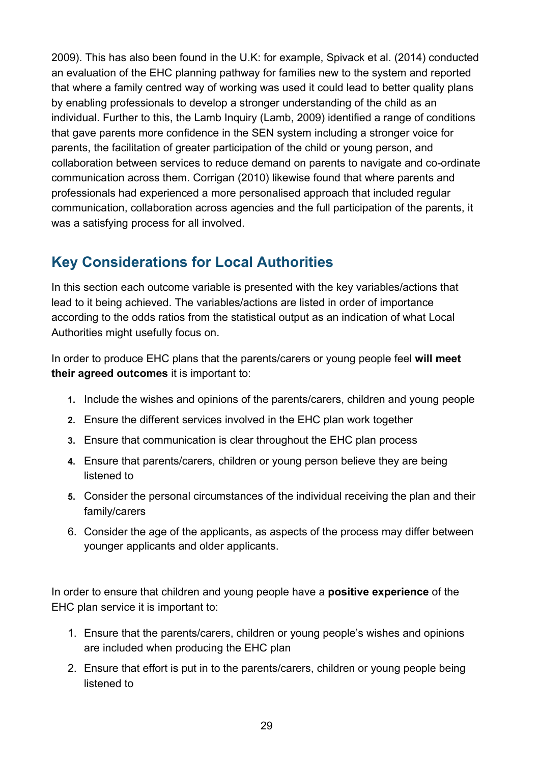2009). This has also been found in the U.K: for example, Spivack et al. (2014) conducted an evaluation of the EHC planning pathway for families new to the system and reported that where a family centred way of working was used it could lead to better quality plans by enabling professionals to develop a stronger understanding of the child as an individual. Further to this, the Lamb Inquiry (Lamb, 2009) identified a range of conditions that gave parents more confidence in the SEN system including a stronger voice for parents, the facilitation of greater participation of the child or young person, and collaboration between services to reduce demand on parents to navigate and co-ordinate communication across them. Corrigan (2010) likewise found that where parents and professionals had experienced a more personalised approach that included regular communication, collaboration across agencies and the full participation of the parents, it was a satisfying process for all involved.

## Key Considerations for Local Authorities

In this section each outcome variable is presented with the key variables/actions that lead to it being achieved. The variables/actions are listed in order of importance according to the odds ratios from the statistical output as an indication of what Local Authorities might usefully focus on.

In order to produce EHC plans that the parents/carers or young people feel **will meet their agreed outcomes** it is important to:

1. Include the wishes and opinions of the parents/carers, children and young people
2. Ensure the different services involved in the EHC plan work together
3. Ensure that communication is clear throughout the EHC plan process
4. Ensure that parents/carers, children or young person believe they are being listened to
5. Consider the personal circumstances of the individual receiving the plan and their family/carers
6. Consider the age of the applicants, as aspects of the process may differ between younger applicants and older applicants.

In order to ensure that children and young people have a **positive experience** of the EHC plan service it is important to:

1. Ensure that the parents/carers, children or young people's wishes and opinions are included when producing the EHC plan
2. Ensure that effort is put in to the parents/carers, children or young people being listened to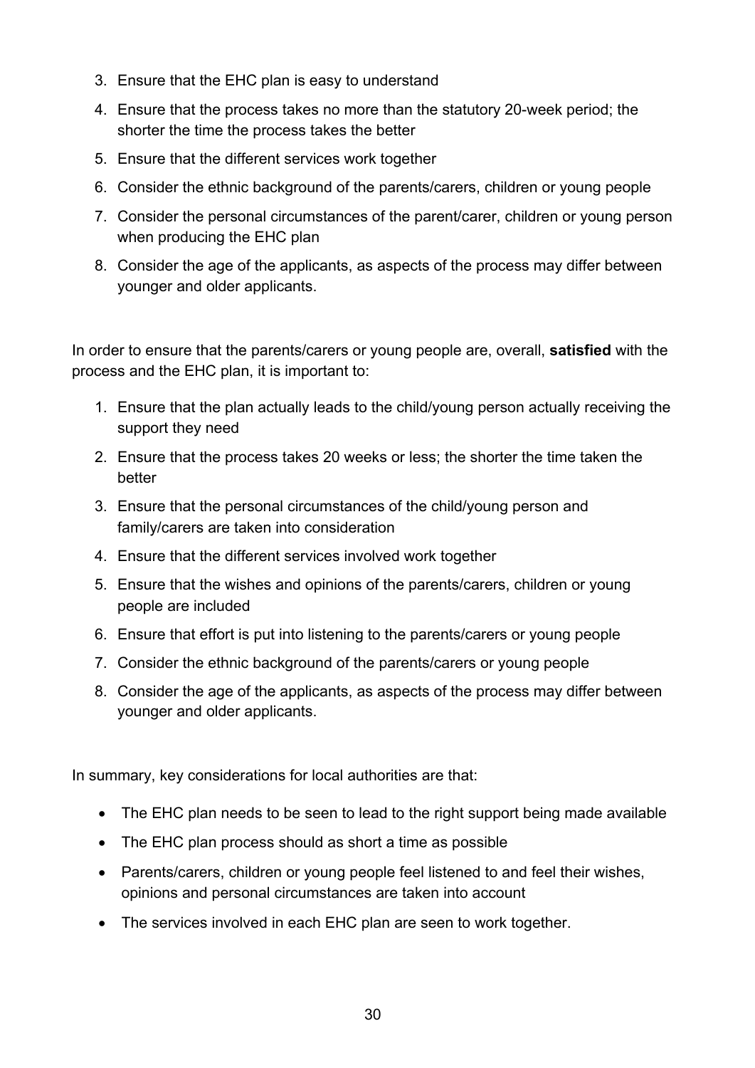3. Ensure that the EHC plan is easy to understand
4. Ensure that the process takes no more than the statutory 20-week period; the shorter the time the process takes the better
5. Ensure that the different services work together
6. Consider the ethnic background of the parents/carers, children or young people
7. Consider the personal circumstances of the parent/carer, children or young person when producing the EHC plan
8. Consider the age of the applicants, as aspects of the process may differ between younger and older applicants.

In order to ensure that the parents/carers or young people are, overall, **satisfied** with the process and the EHC plan, it is important to:

1. Ensure that the plan actually leads to the child/young person actually receiving the support they need
2. Ensure that the process takes 20 weeks or less; the shorter the time taken the better
3. Ensure that the personal circumstances of the child/young person and family/carers are taken into consideration
4. Ensure that the different services involved work together
5. Ensure that the wishes and opinions of the parents/carers, children or young people are included
6. Ensure that effort is put into listening to the parents/carers or young people
7. Consider the ethnic background of the parents/carers or young people
8. Consider the age of the applicants, as aspects of the process may differ between younger and older applicants.

In summary, key considerations for local authorities are that:

- The EHC plan needs to be seen to lead to the right support being made available
- The EHC plan process should as short a time as possible
- Parents/carers, children or young people feel listened to and feel their wishes, opinions and personal circumstances are taken into account
- The services involved in each EHC plan are seen to work together.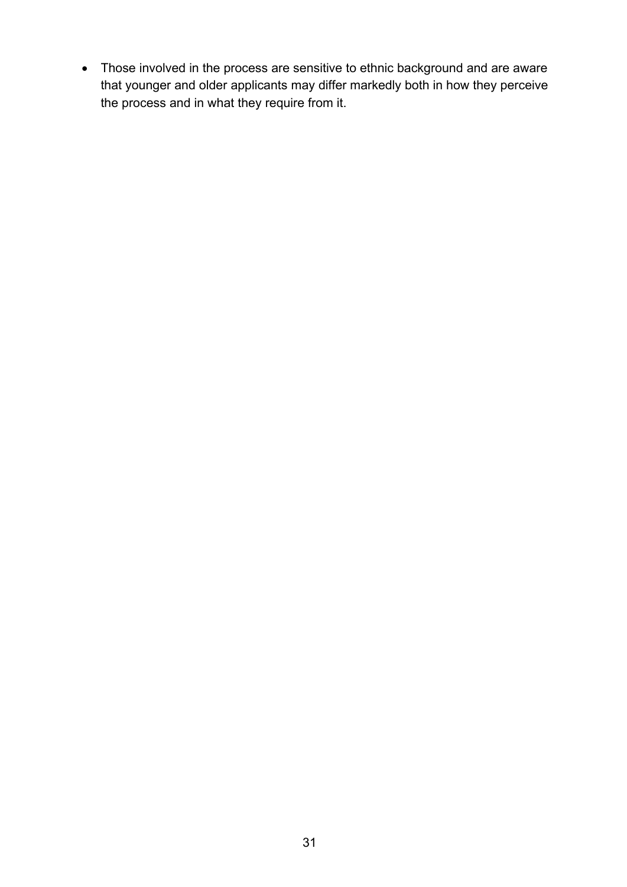- Those involved in the process are sensitive to ethnic background and are aware that younger and older applicants may differ markedly both in how they perceive the process and in what they require from it.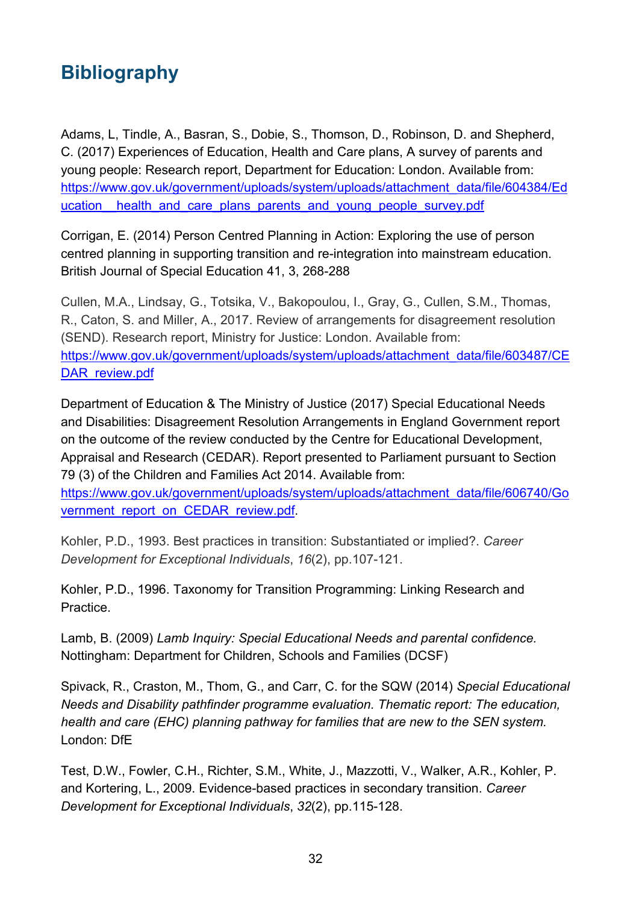# Bibliography

Adams, L, Tindle, A., Basran, S., Dobie, S., Thomson, D., Robinson, D. and Shepherd, C. (2017) Experiences of Education, Health and Care plans, A survey of parents and young people: Research report, Department for Education: London. Available from: [https://www.gov.uk/government/uploads/system/uploads/attachment_data/file/604384/Education__health_and_care_plans_parents_and_young_people_survey.pdf](https://www.gov.uk/government/uploads/system/uploads/attachment_data/file/604384/Education__health_and_care_plans_parents_and_young_people_survey.pdf)

Corrigan, E. (2014) Person Centred Planning in Action: Exploring the use of person centred planning in supporting transition and re-integration into mainstream education. British Journal of Special Education 41, 3, 268-288

Cullen, M.A., Lindsay, G., Totsika, V., Bakopoulou, I., Gray, G., Cullen, S.M., Thomas, R., Caton, S. and Miller, A., 2017. Review of arrangements for disagreement resolution (SEND). Research report, Ministry for Justice: London. Available from: [https://www.gov.uk/government/uploads/system/uploads/attachment_data/file/603487/CEDAR_review.pdf](https://www.gov.uk/government/uploads/system/uploads/attachment_data/file/603487/CEDAR_review.pdf)

Department of Education & The Ministry of Justice (2017) Special Educational Needs and Disabilities: Disagreement Resolution Arrangements in England Government report on the outcome of the review conducted by the Centre for Educational Development, Appraisal and Research (CEDAR). Report presented to Parliament pursuant to Section 79 (3) of the Children and Families Act 2014. Available from: [https://www.gov.uk/government/uploads/system/uploads/attachment_data/file/606740/Government_report_on_CEDAR_review.pdf](https://www.gov.uk/government/uploads/system/uploads/attachment_data/file/606740/Government_report_on_CEDAR_review.pdf).

Kohler, P.D., 1993. Best practices in transition: Substantiated or implied?. *Career Development for Exceptional Individuals*, *16*(2), pp.107-121.

Kohler, P.D., 1996. Taxonomy for Transition Programming: Linking Research and Practice.

Lamb, B. (2009) *Lamb Inquiry: Special Educational Needs and parental confidence.* Nottingham: Department for Children, Schools and Families (DCSF)

Spivack, R., Craston, M., Thom, G., and Carr, C. for the SQW (2014) *Special Educational Needs and Disability pathfinder programme evaluation. Thematic report: The education, health and care (EHC) planning pathway for families that are new to the SEN system.* London: DfE

Test, D.W., Fowler, C.H., Richter, S.M., White, J., Mazzotti, V., Walker, A.R., Kohler, P. and Kortering, L., 2009. Evidence-based practices in secondary transition. *Career Development for Exceptional Individuals*, *32*(2), pp.115-128.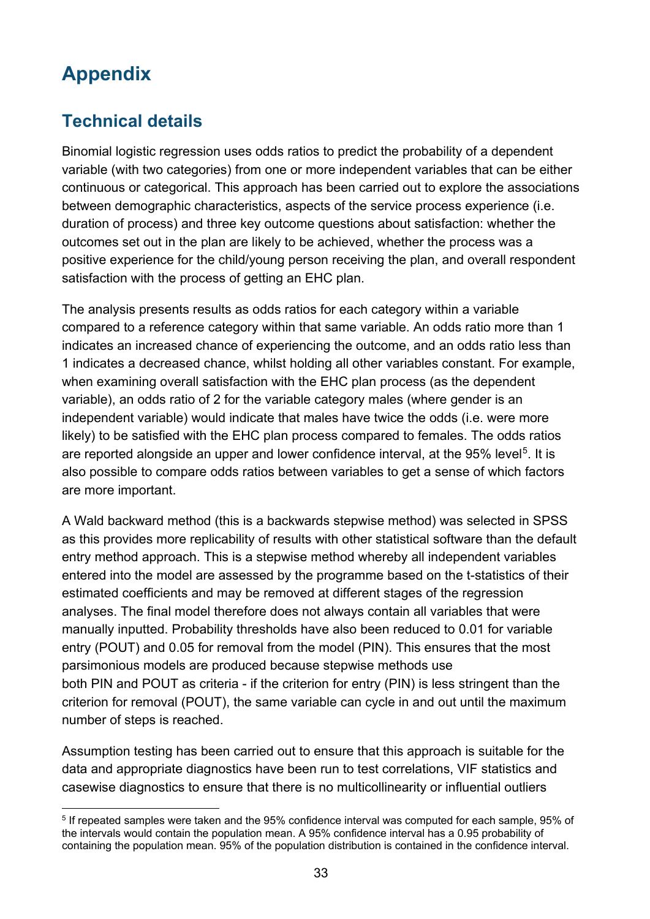# Appendix

## Technical details

Binomial logistic regression uses odds ratios to predict the probability of a dependent variable (with two categories) from one or more independent variables that can be either continuous or categorical. This approach has been carried out to explore the associations between demographic characteristics, aspects of the service process experience (i.e. duration of process) and three key outcome questions about satisfaction: whether the outcomes set out in the plan are likely to be achieved, whether the process was a positive experience for the child/young person receiving the plan, and overall respondent satisfaction with the process of getting an EHC plan.

The analysis presents results as odds ratios for each category within a variable compared to a reference category within that same variable. An odds ratio more than 1 indicates an increased chance of experiencing the outcome, and an odds ratio less than 1 indicates a decreased chance, whilst holding all other variables constant. For example, when examining overall satisfaction with the EHC plan process (as the dependent variable), an odds ratio of 2 for the variable category males (where gender is an independent variable) would indicate that males have twice the odds (i.e. were more likely) to be satisfied with the EHC plan process compared to females. The odds ratios are reported alongside an upper and lower confidence interval, at the 95% level[5]. It is also possible to compare odds ratios between variables to get a sense of which factors are more important.

A Wald backward method (this is a backwards stepwise method) was selected in SPSS as this provides more replicability of results with other statistical software than the default entry method approach. This is a stepwise method whereby all independent variables entered into the model are assessed by the programme based on the t-statistics of their estimated coefficients and may be removed at different stages of the regression analyses. The final model therefore does not always contain all variables that were manually inputted. Probability thresholds have also been reduced to 0.01 for variable entry (POUT) and 0.05 for removal from the model (PIN). This ensures that the most parsimonious models are produced because stepwise methods use both PIN and POUT as criteria - if the criterion for entry (PIN) is less stringent than the criterion for removal (POUT), the same variable can cycle in and out until the maximum number of steps is reached.

Assumption testing has been carried out to ensure that this approach is suitable for the data and appropriate diagnostics have been run to test correlations, VIF statistics and casewise diagnostics to ensure that there is no multicollinearity or influential outliers

[5] If repeated samples were taken and the 95% confidence interval was computed for each sample, 95% of the intervals would contain the population mean. A 95% confidence interval has a 0.95 probability of containing the population mean. 95% of the population distribution is contained in the confidence interval.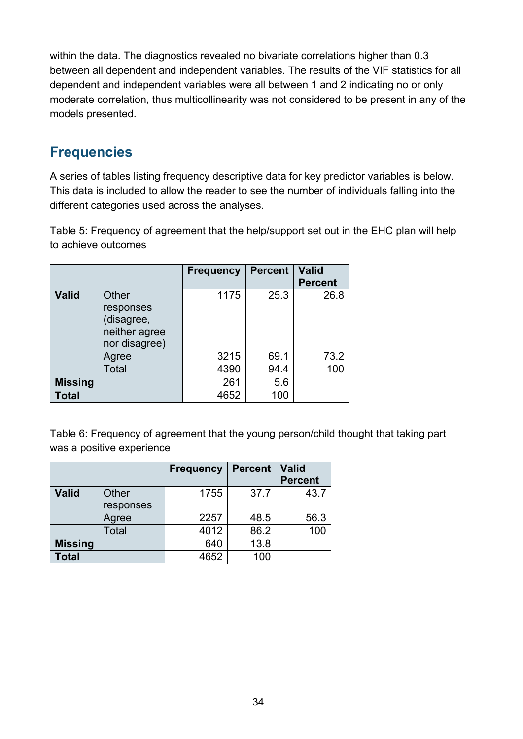within the data. The diagnostics revealed no bivariate correlations higher than 0.3 between all dependent and independent variables. The results of the VIF statistics for all dependent and independent variables were all between 1 and 2 indicating no or only moderate correlation, thus multicollinearity was not considered to be present in any of the models presented.

## Frequencies

A series of tables listing frequency descriptive data for key predictor variables is below. This data is included to allow the reader to see the number of individuals falling into the different categories used across the analyses.

Table 5: Frequency of agreement that the help/support set out in the EHC plan will help to achieve outcomes

| | | Frequency | Percent | Valid Percent |
|---|---|---|---|---|
| **Valid** | Other responses (disagree, neither agree nor disagree) | 1175 | 25.3 | 26.8 |
| | Agree | 3215 | 69.1 | 73.2 |
| | Total | 4390 | 94.4 | 100 |
| **Missing** | | 261 | 5.6 | |
| **Total** | | 4652 | 100 | |

Table 6: Frequency of agreement that the young person/child thought that taking part was a positive experience

| | | Frequency | Percent | Valid Percent |
|---|---|---|---|---|
| **Valid** | Other responses | 1755 | 37.7 | 43.7 |
| | Agree | 2257 | 48.5 | 56.3 |
| | Total | 4012 | 86.2 | 100 |
| **Missing** | | 640 | 13.8 | |
| **Total** | | 4652 | 100 | |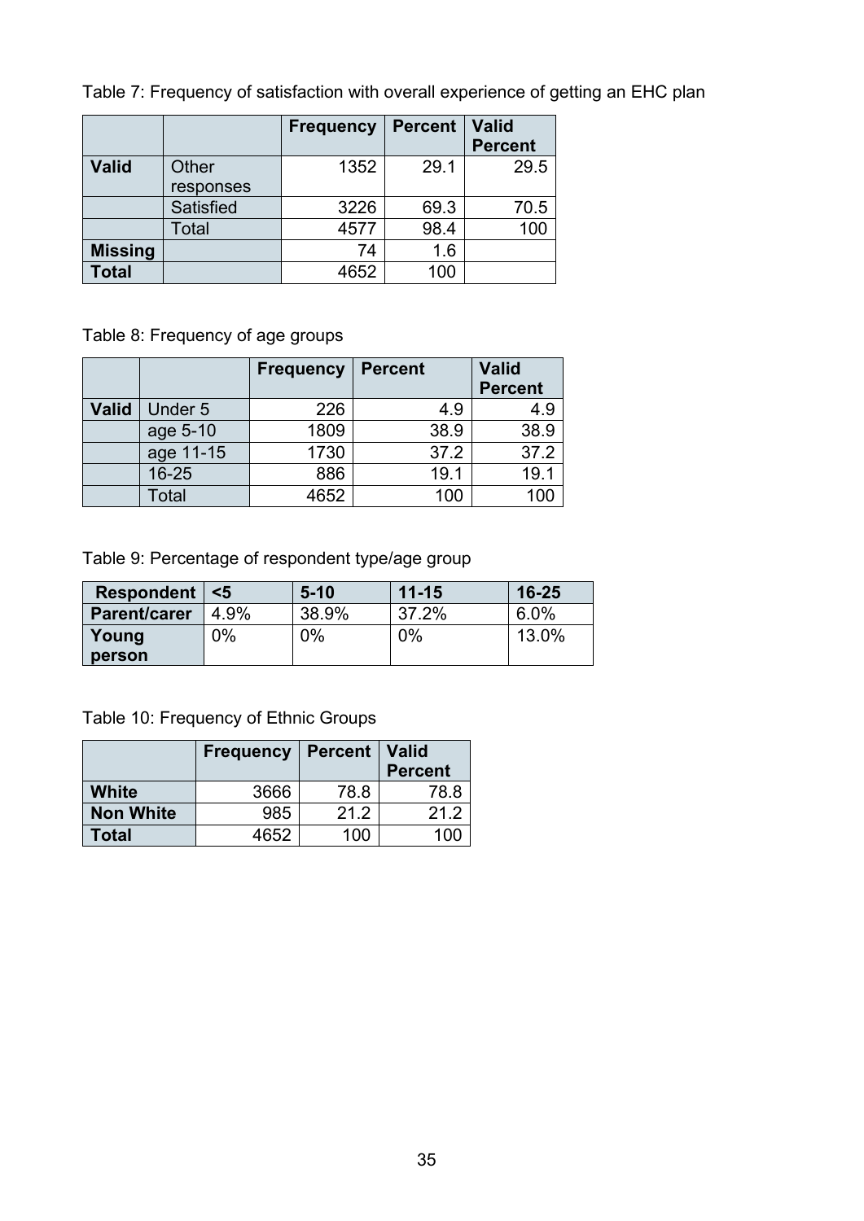Table 7: Frequency of satisfaction with overall experience of getting an EHC plan

| | | Frequency | Percent | Valid Percent |
|---|---|---|---|---|
| **Valid** | Other responses | 1352 | 29.1 | 29.5 |
| | Satisfied | 3226 | 69.3 | 70.5 |
| | Total | 4577 | 98.4 | 100 |
| **Missing** | | 74 | 1.6 | |
| **Total** | | 4652 | 100 | |

Table 8: Frequency of age groups

| | | Frequency | Percent | Valid Percent |
|---|---|---|---|---|
| **Valid** | Under 5 | 226 | 4.9 | 4.9 |
| | age 5-10 | 1809 | 38.9 | 38.9 |
| | age 11-15 | 1730 | 37.2 | 37.2 |
| | 16-25 | 886 | 19.1 | 19.1 |
| | Total | 4652 | 100 | 100 |

Table 9: Percentage of respondent type/age group

| Respondent | <5 | 5-10 | 11-15 | 16-25 |
|---|---|---|---|---|
| **Parent/carer** | 4.9% | 38.9% | 37.2% | 6.0% |
| **Young person** | 0% | 0% | 0% | 13.0% |

Table 10: Frequency of Ethnic Groups

| | Frequency | Percent | Valid Percent |
|---|---|---|---|
| **White** | 3666 | 78.8 | 78.8 |
| **Non White** | 985 | 21.2 | 21.2 |
| **Total** | 4652 | 100 | 100 |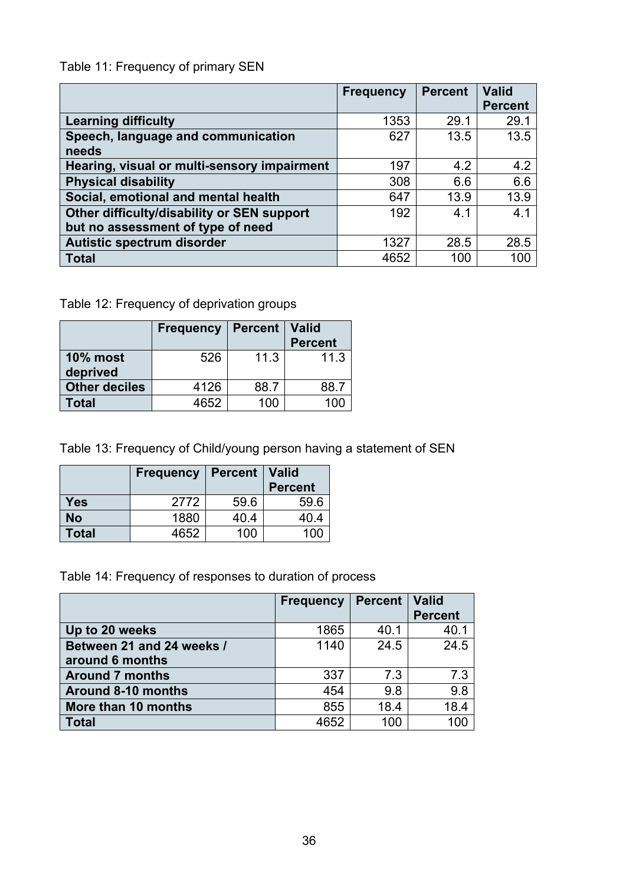Table 11: Frequency of primary SEN

| | Frequency | Percent | Valid Percent |
|---|---|---|---|
| **Learning difficulty** | 1353 | 29.1 | 29.1 |
| **Speech, language and communication needs** | 627 | 13.5 | 13.5 |
| **Hearing, visual or multi-sensory impairment** | 197 | 4.2 | 4.2 |
| **Physical disability** | 308 | 6.6 | 6.6 |
| **Social, emotional and mental health** | 647 | 13.9 | 13.9 |
| **Other difficulty/disability or SEN support but no assessment of type of need** | 192 | 4.1 | 4.1 |
| **Autistic spectrum disorder** | 1327 | 28.5 | 28.5 |
| **Total** | 4652 | 100 | 100 |

Table 12: Frequency of deprivation groups

| | Frequency | Percent | Valid Percent |
|---|---|---|---|
| **10% most deprived** | 526 | 11.3 | 11.3 |
| **Other deciles** | 4126 | 88.7 | 88.7 |
| **Total** | 4652 | 100 | 100 |

Table 13: Frequency of Child/young person having a statement of SEN

| | Frequency | Percent | Valid Percent |
|---|---|---|---|
| **Yes** | 2772 | 59.6 | 59.6 |
| **No** | 1880 | 40.4 | 40.4 |
| **Total** | 4652 | 100 | 100 |

Table 14: Frequency of responses to duration of process

| | Frequency | Percent | Valid Percent |
|---|---|---|---|
| **Up to 20 weeks** | 1865 | 40.1 | 40.1 |
| **Between 21 and 24 weeks / around 6 months** | 1140 | 24.5 | 24.5 |
| **Around 7 months** | 337 | 7.3 | 7.3 |
| **Around 8-10 months** | 454 | 9.8 | 9.8 |
| **More than 10 months** | 855 | 18.4 | 18.4 |
| **Total** | 4652 | 100 | 100 |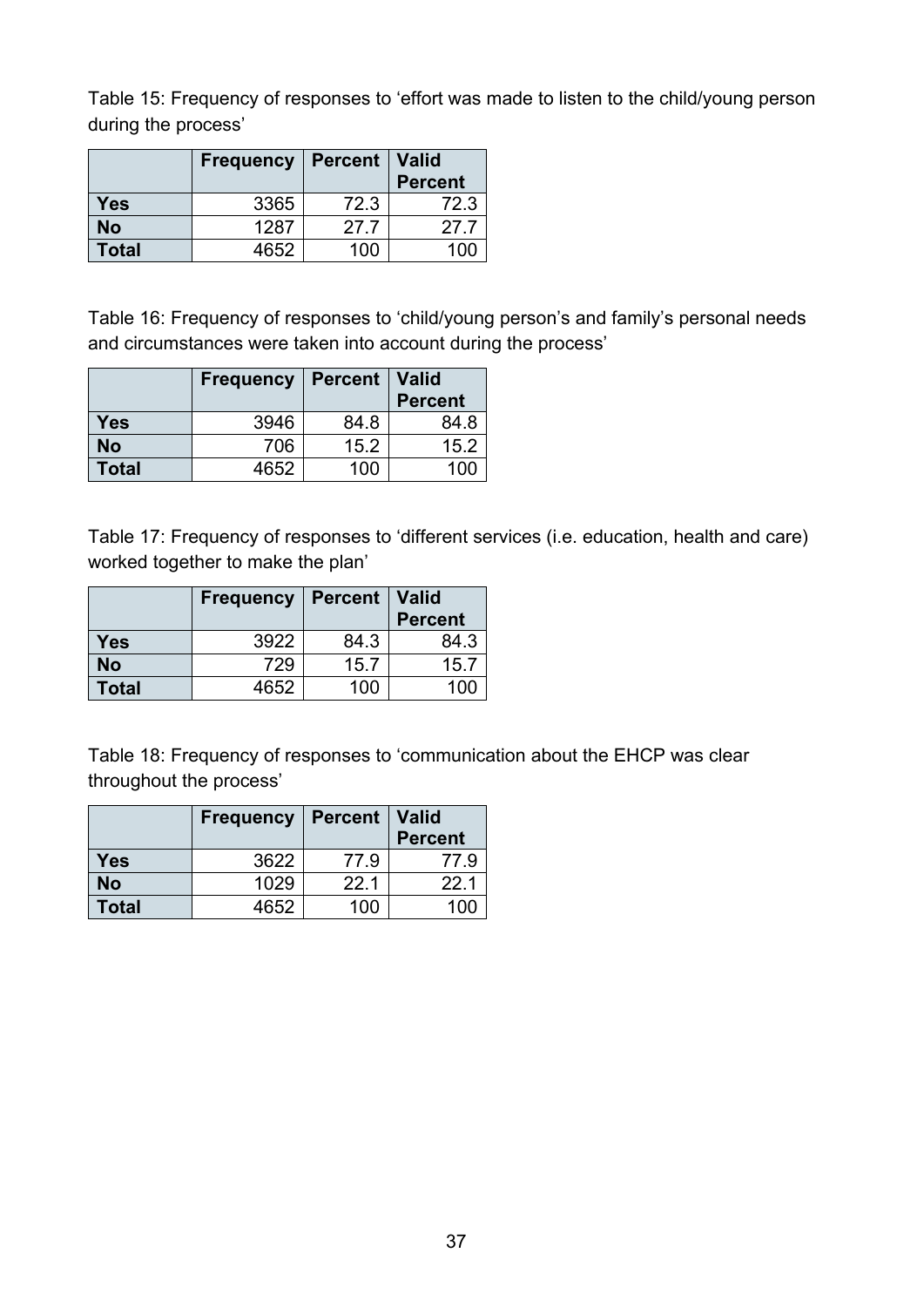Table 15: Frequency of responses to ‘effort was made to listen to the child/young person during the process’

| | Frequency | Percent | Valid Percent |
|---|---|---|---|
| **Yes** | 3365 | 72.3 | 72.3 |
| **No** | 1287 | 27.7 | 27.7 |
| **Total** | 4652 | 100 | 100 |

Table 16: Frequency of responses to ‘child/young person’s and family’s personal needs and circumstances were taken into account during the process’

| | Frequency | Percent | Valid Percent |
|---|---|---|---|
| **Yes** | 3946 | 84.8 | 84.8 |
| **No** | 706 | 15.2 | 15.2 |
| **Total** | 4652 | 100 | 100 |

Table 17: Frequency of responses to ‘different services (i.e. education, health and care) worked together to make the plan’

| | Frequency | Percent | Valid Percent |
|---|---|---|---|
| **Yes** | 3922 | 84.3 | 84.3 |
| **No** | 729 | 15.7 | 15.7 |
| **Total** | 4652 | 100 | 100 |

Table 18: Frequency of responses to ‘communication about the EHCP was clear throughout the process’

| | Frequency | Percent | Valid Percent |
|---|---|---|---|
| **Yes** | 3622 | 77.9 | 77.9 |
| **No** | 1029 | 22.1 | 22.1 |
| **Total** | 4652 | 100 | 100 |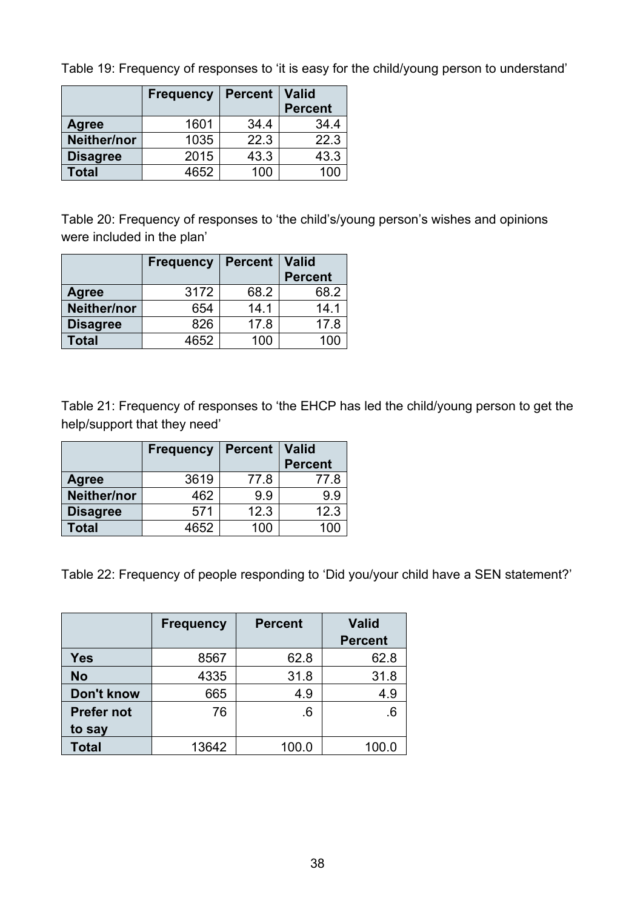Table 19: Frequency of responses to 'it is easy for the child/young person to understand'

| | Frequency | Percent | Valid Percent |
|---|---|---|---|
| **Agree** | 1601 | 34.4 | 34.4 |
| **Neither/nor** | 1035 | 22.3 | 22.3 |
| **Disagree** | 2015 | 43.3 | 43.3 |
| **Total** | 4652 | 100 | 100 |

Table 20: Frequency of responses to 'the child's/young person's wishes and opinions were included in the plan'

| | Frequency | Percent | Valid Percent |
|---|---|---|---|
| **Agree** | 3172 | 68.2 | 68.2 |
| **Neither/nor** | 654 | 14.1 | 14.1 |
| **Disagree** | 826 | 17.8 | 17.8 |
| **Total** | 4652 | 100 | 100 |

Table 21: Frequency of responses to 'the EHCP has led the child/young person to get the help/support that they need'

| | Frequency | Percent | Valid Percent |
|---|---|---|---|
| **Agree** | 3619 | 77.8 | 77.8 |
| **Neither/nor** | 462 | 9.9 | 9.9 |
| **Disagree** | 571 | 12.3 | 12.3 |
| **Total** | 4652 | 100 | 100 |

Table 22: Frequency of people responding to 'Did you/your child have a SEN statement?'

| | Frequency | Percent | Valid Percent |
|---|---|---|---|
| **Yes** | 8567 | 62.8 | 62.8 |
| **No** | 4335 | 31.8 | 31.8 |
| **Don't know** | 665 | 4.9 | 4.9 |
| **Prefer not to say** | 76 | .6 | .6 |
| **Total** | 13642 | 100.0 | 100.0 |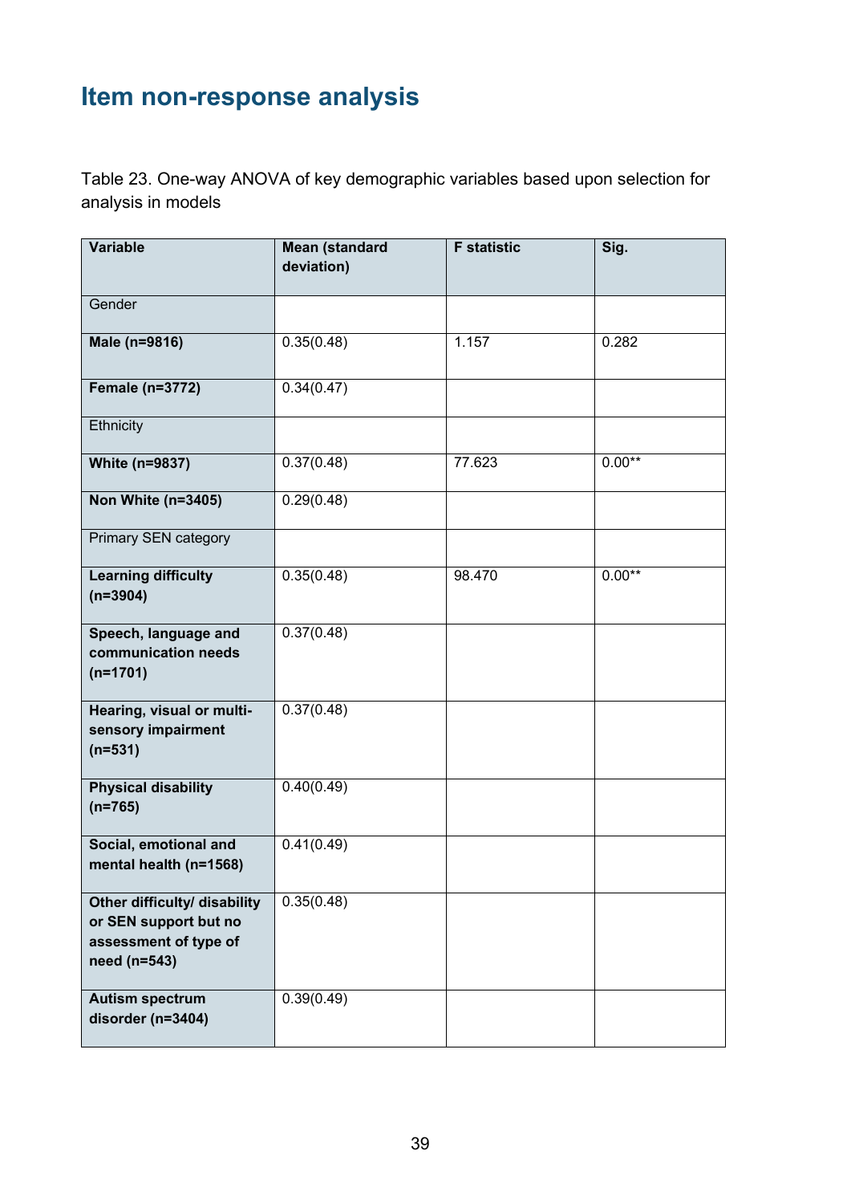# Item non-response analysis

Table 23. One-way ANOVA of key demographic variables based upon selection for analysis in models

| Variable | Mean (standard deviation) | F statistic | Sig. |
|---|---|---|---|
| Gender | | | |
| **Male (n=9816)** | 0.35(0.48) | 1.157 | 0.282 |
| **Female (n=3772)** | 0.34(0.47) | | |
| Ethnicity | | | |
| **White (n=9837)** | 0.37(0.48) | 77.623 | 0.00** |
| **Non White (n=3405)** | 0.29(0.48) | | |
| Primary SEN category | | | |
| **Learning difficulty (n=3904)** | 0.35(0.48) | 98.470 | 0.00** |
| **Speech, language and communication needs (n=1701)** | 0.37(0.48) | | |
| **Hearing, visual or multi-sensory impairment (n=531)** | 0.37(0.48) | | |
| **Physical disability (n=765)** | 0.40(0.49) | | |
| **Social, emotional and mental health (n=1568)** | 0.41(0.49) | | |
| **Other difficulty/ disability or SEN support but no assessment of type of need (n=543)** | 0.35(0.48) | | |
| **Autism spectrum disorder (n=3404)** | 0.39(0.49) | | |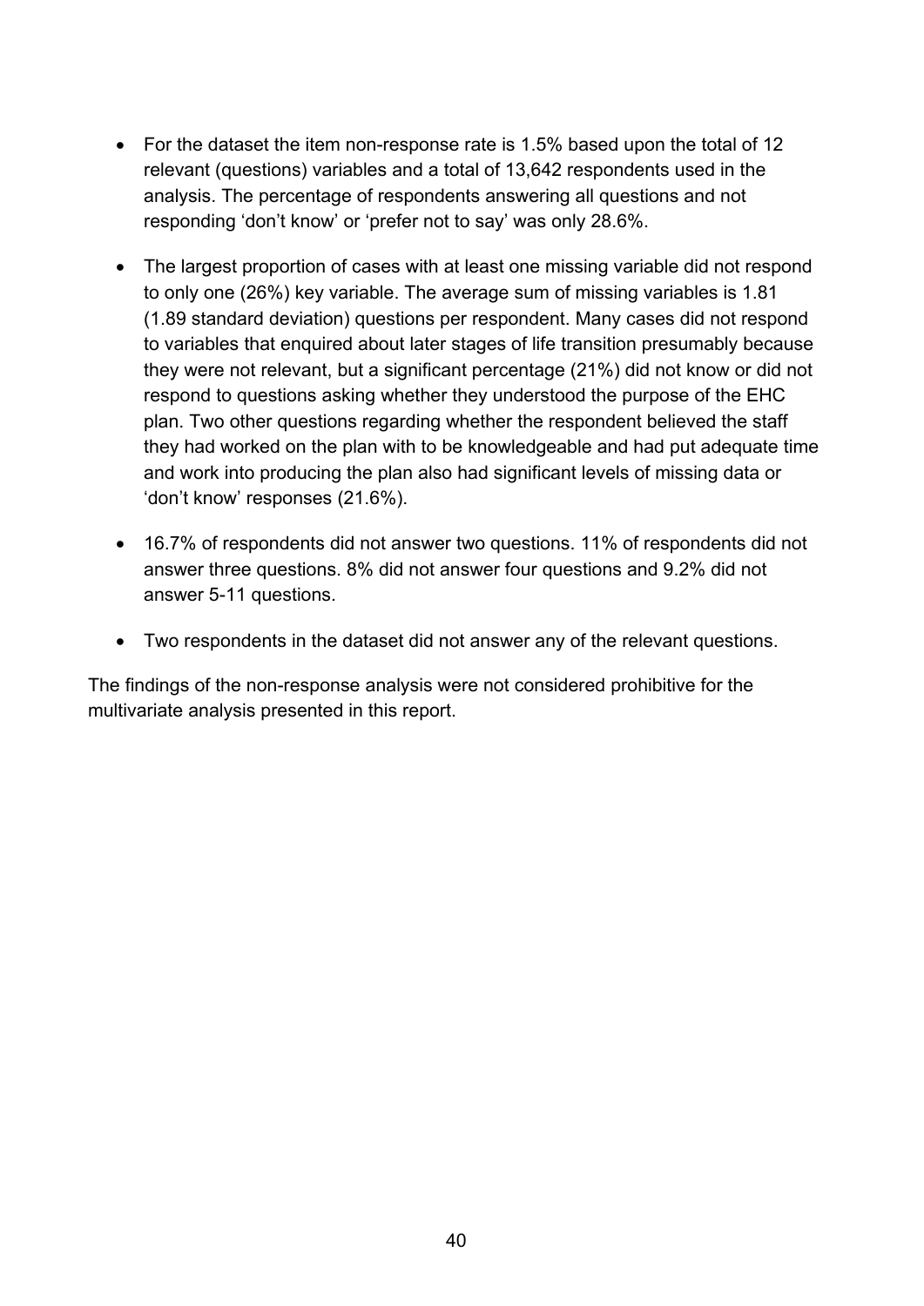- For the dataset the item non-response rate is 1.5% based upon the total of 12 relevant (questions) variables and a total of 13,642 respondents used in the analysis. The percentage of respondents answering all questions and not responding 'don't know' or 'prefer not to say' was only 28.6%.
- The largest proportion of cases with at least one missing variable did not respond to only one (26%) key variable. The average sum of missing variables is 1.81 (1.89 standard deviation) questions per respondent. Many cases did not respond to variables that enquired about later stages of life transition presumably because they were not relevant, but a significant percentage (21%) did not know or did not respond to questions asking whether they understood the purpose of the EHC plan. Two other questions regarding whether the respondent believed the staff they had worked on the plan with to be knowledgeable and had put adequate time and work into producing the plan also had significant levels of missing data or 'don't know' responses (21.6%).
- 16.7% of respondents did not answer two questions. 11% of respondents did not answer three questions. 8% did not answer four questions and 9.2% did not answer 5-11 questions.
- Two respondents in the dataset did not answer any of the relevant questions.

The findings of the non-response analysis were not considered prohibitive for the multivariate analysis presented in this report.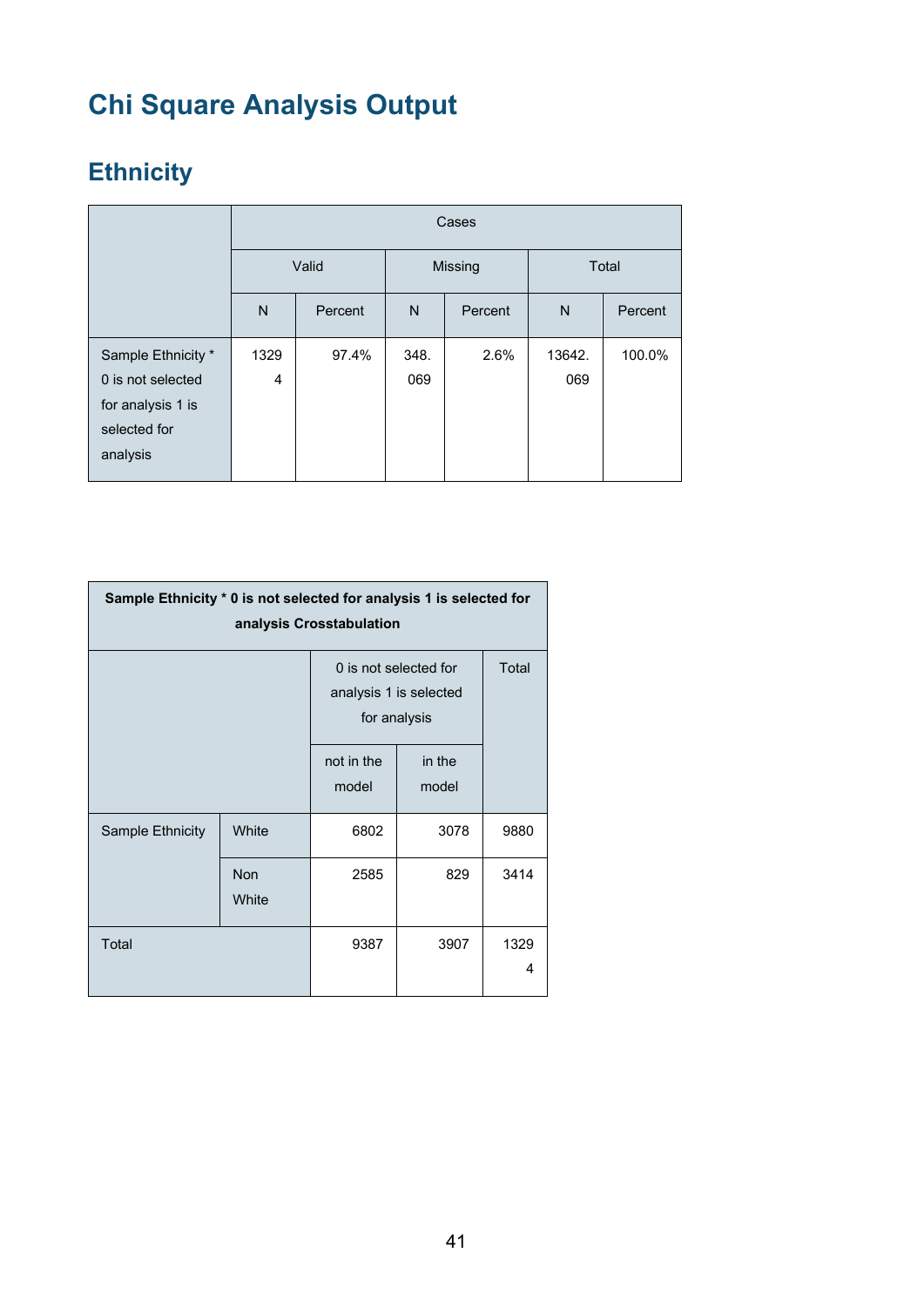# Chi Square Analysis Output

## Ethnicity

| | Cases | | | | | |
|---|---|---|---|---|---|---|
| | Valid | | Missing | | Total | |
| | N | Percent | N | Percent | N | Percent |
| Sample Ethnicity * 0 is not selected for analysis 1 is selected for analysis | 13294 | 97.4% | 348.069 | 2.6% | 13642.069 | 100.0% |

| **Sample Ethnicity * 0 is not selected for analysis 1 is selected for analysis Crosstabulation** | | | | |
|---|---|---|---|---|
| | | 0 is not selected for analysis 1 is selected for analysis | | Total |
| | | not in the model | in the model | |
| Sample Ethnicity | White | 6802 | 3078 | 9880 |
| | Non White | 2585 | 829 | 3414 |
| Total | | 9387 | 3907 | 13294 |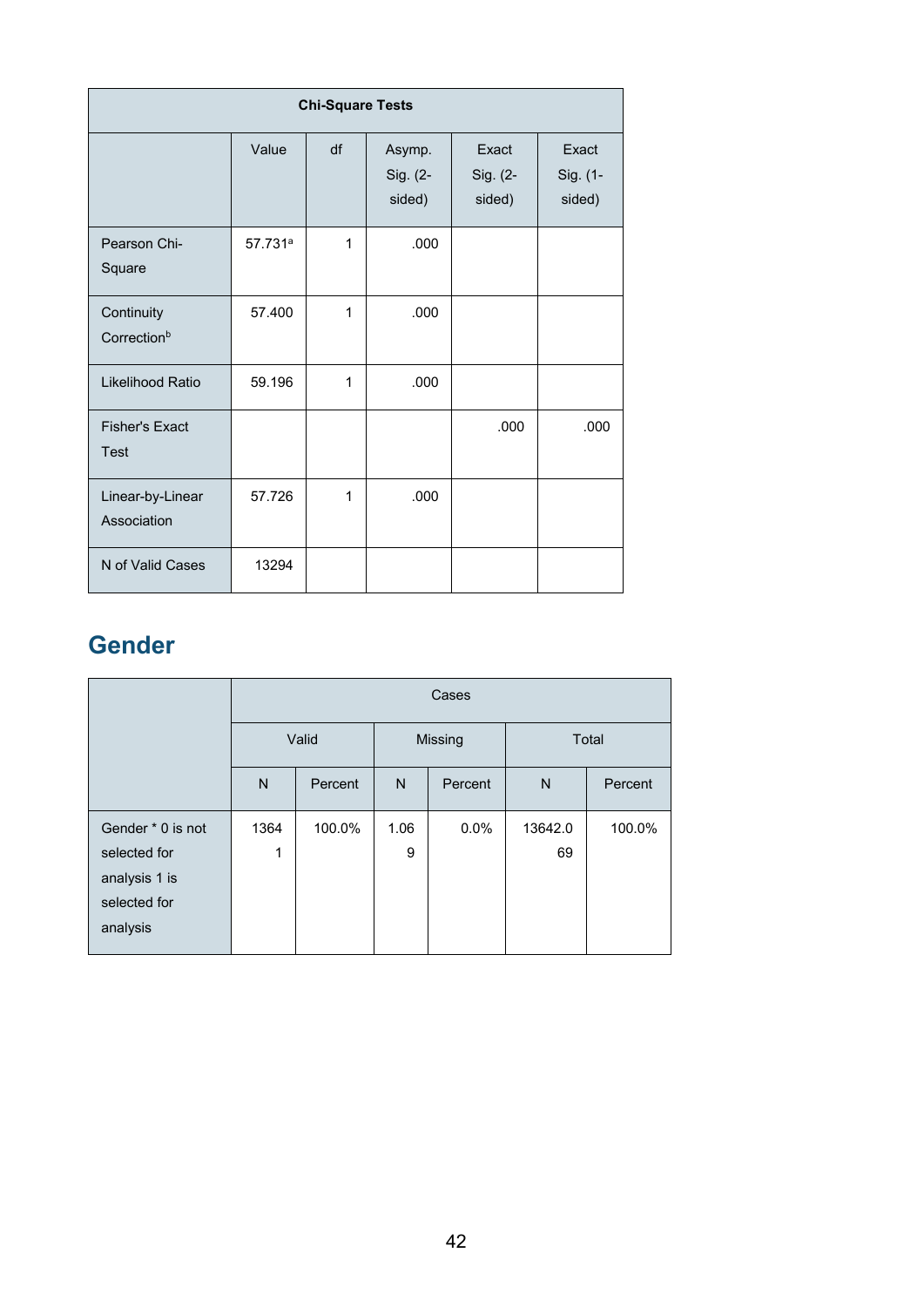| Chi-Square Tests | | | | | |
|---|---|---|---|---|---|
| | Value | df | Asymp. Sig. (2-sided) | Exact Sig. (2-sided) | Exact Sig. (1-sided) |
| Pearson Chi-Square | 57.731[a] | 1 | .000 | | |
| Continuity Correction[b] | 57.400 | 1 | .000 | | |
| Likelihood Ratio | 59.196 | 1 | .000 | | |
| Fisher's Exact Test | | | | .000 | .000 |
| Linear-by-Linear Association | 57.726 | 1 | .000 | | |
| N of Valid Cases | 13294 | | | | |

## Gender

| | Cases | | | | | |
|---|---|---|---|---|---|---|
| | Valid | | Missing | | Total | |
| | N | Percent | N | Percent | N | Percent |
| Gender * 0 is not selected for analysis 1 is selected for analysis | 13641 | 100.0% | 1.069 | 0.0% | 13642.069 | 100.0% |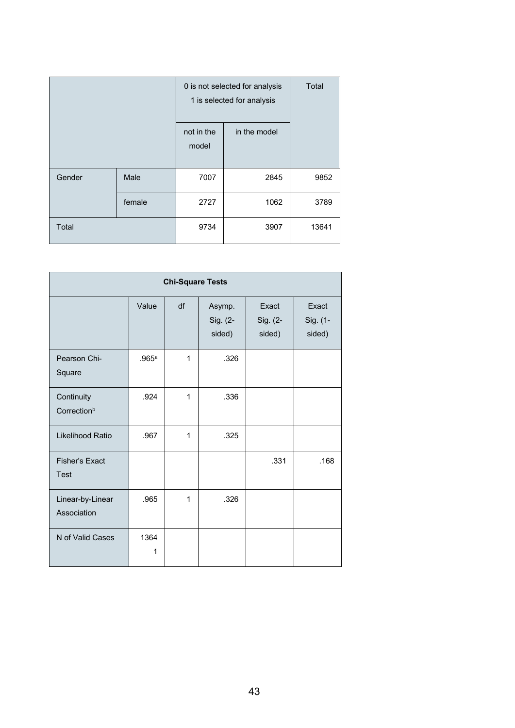| | | 0 is not selected for analysis 1 is selected for analysis | | Total |
|---|---|---|---|---|
| | | not in the model | in the model | |
| Gender | Male | 7007 | 2845 | 9852 |
| | female | 2727 | 1062 | 3789 |
| Total | | 9734 | 3907 | 13641 |

| Chi-Square Tests | | | | | |
|---|---|---|---|---|---|
| | Value | df | Asymp. Sig. (2-sided) | Exact Sig. (2-sided) | Exact Sig. (1-sided) |
| Pearson Chi-Square | .965[a] | 1 | .326 | | |
| Continuity Correction[b] | .924 | 1 | .336 | | |
| Likelihood Ratio | .967 | 1 | .325 | | |
| Fisher's Exact Test | | | | .331 | .168 |
| Linear-by-Linear Association | .965 | 1 | .326 | | |
| N of Valid Cases | 13641 | | | | |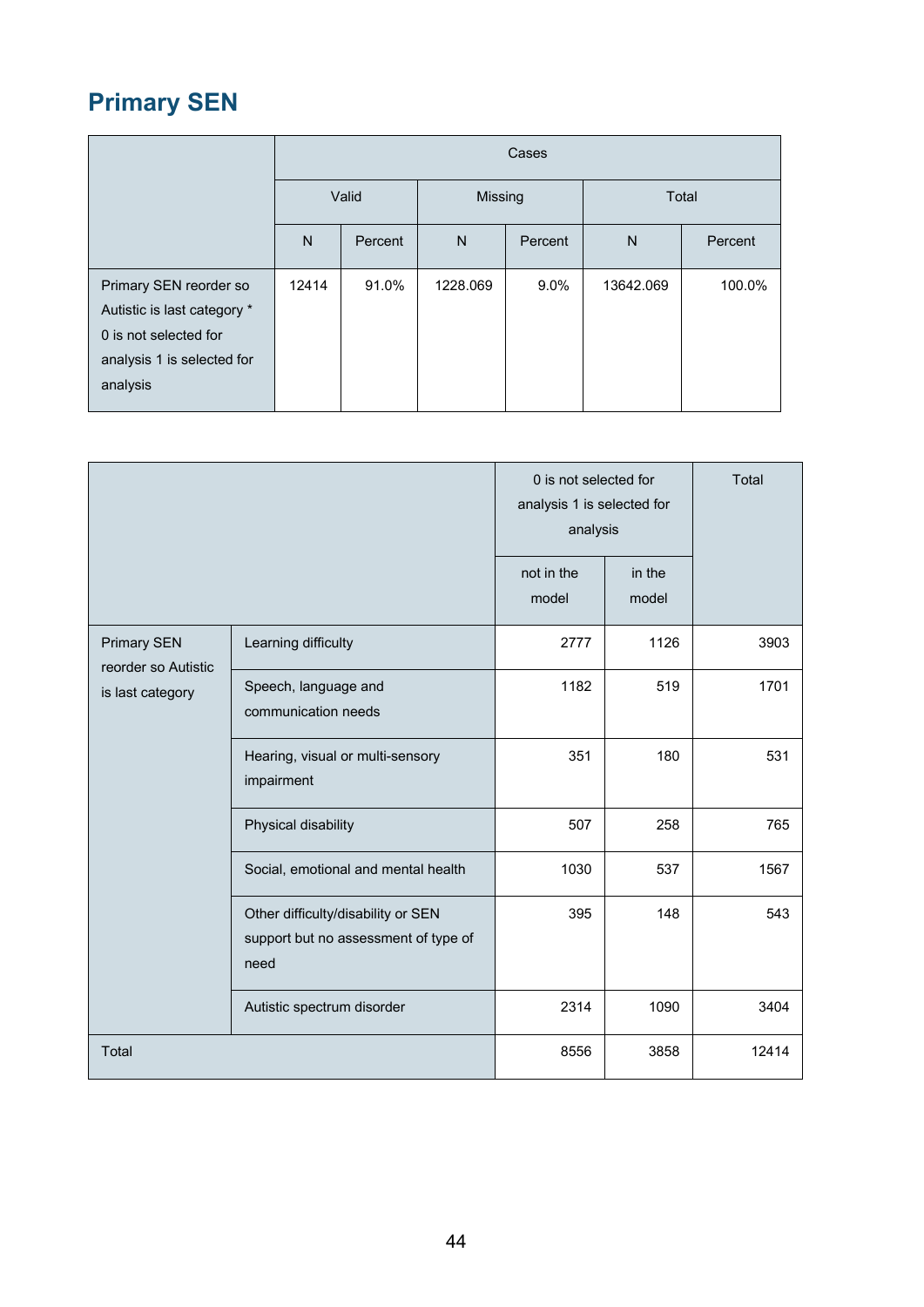## Primary SEN

| | Cases | | | | | |
|---|---|---|---|---|---|---|
| | Valid | | Missing | | Total | |
| | N | Percent | N | Percent | N | Percent |
| Primary SEN reorder so Autistic is last category * 0 is not selected for analysis 1 is selected for analysis | 12414 | 91.0% | 1228.069 | 9.0% | 13642.069 | 100.0% |

| | | 0 is not selected for analysis 1 is selected for analysis | | Total |
|---|---|---|---|---|
| | | not in the model | in the model | |
| Primary SEN reorder so Autistic is last category | Learning difficulty | 2777 | 1126 | 3903 |
| | Speech, language and communication needs | 1182 | 519 | 1701 |
| | Hearing, visual or multi-sensory impairment | 351 | 180 | 531 |
| | Physical disability | 507 | 258 | 765 |
| | Social, emotional and mental health | 1030 | 537 | 1567 |
| | Other difficulty/disability or SEN support but no assessment of type of need | 395 | 148 | 543 |
| | Autistic spectrum disorder | 2314 | 1090 | 3404 |
| Total | | 8556 | 3858 | 12414 |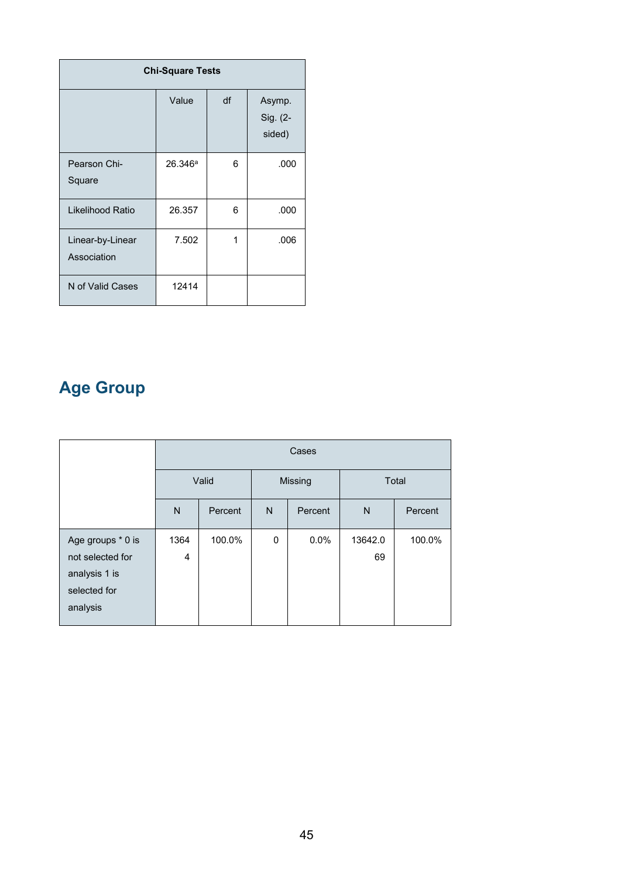| Chi-Square Tests | | | |
|---|---|---|---|
| | Value | df | Asymp. Sig. (2-sided) |
| Pearson Chi-Square | 26.346[a] | 6 | .000 |
| Likelihood Ratio | 26.357 | 6 | .000 |
| Linear-by-Linear Association | 7.502 | 1 | .006 |
| N of Valid Cases | 12414 | | |

# Age Group

| | Cases | | | | | |
|---|---|---|---|---|---|---|
| | Valid | | Missing | | Total | |
| | N | Percent | N | Percent | N | Percent |
| Age groups * 0 is not selected for analysis 1 is selected for analysis | 13644 | 100.0% | 0 | 0.0% | 13642.069 | 100.0% |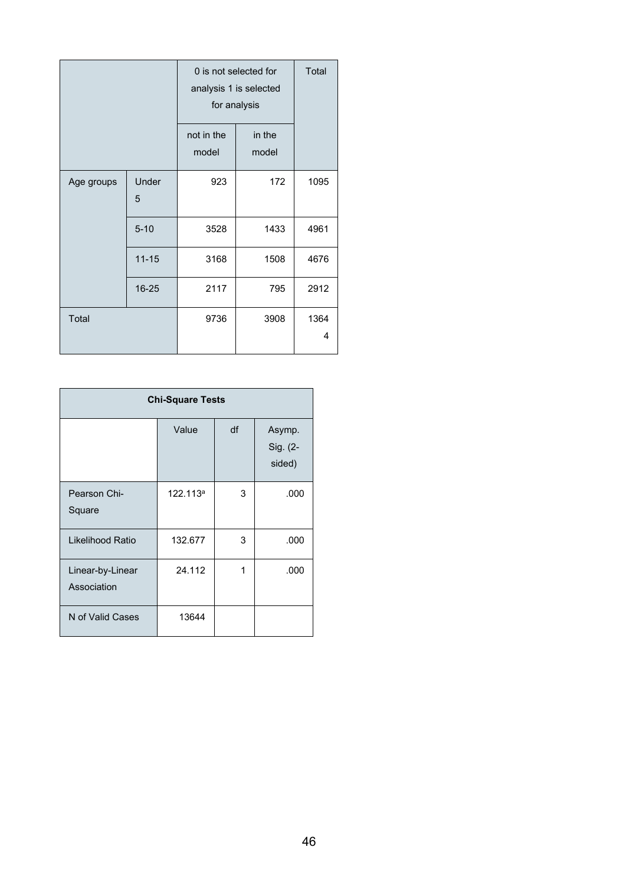| | | 0 is not selected for analysis 1 is selected for analysis | | Total |
|---|---|---|---|---|
| | | not in the model | in the model | |
| Age groups | Under 5 | 923 | 172 | 1095 |
| | 5-10 | 3528 | 1433 | 4961 |
| | 11-15 | 3168 | 1508 | 4676 |
| | 16-25 | 2117 | 795 | 2912 |
| Total | | 9736 | 3908 | 13644 |

| Chi-Square Tests | | | |
|---|---|---|---|
| | Value | df | Asymp. Sig. (2-sided) |
| Pearson Chi-Square | 122.113[a] | 3 | .000 |
| Likelihood Ratio | 132.677 | 3 | .000 |
| Linear-by-Linear Association | 24.112 | 1 | .000 |
| N of Valid Cases | 13644 | | |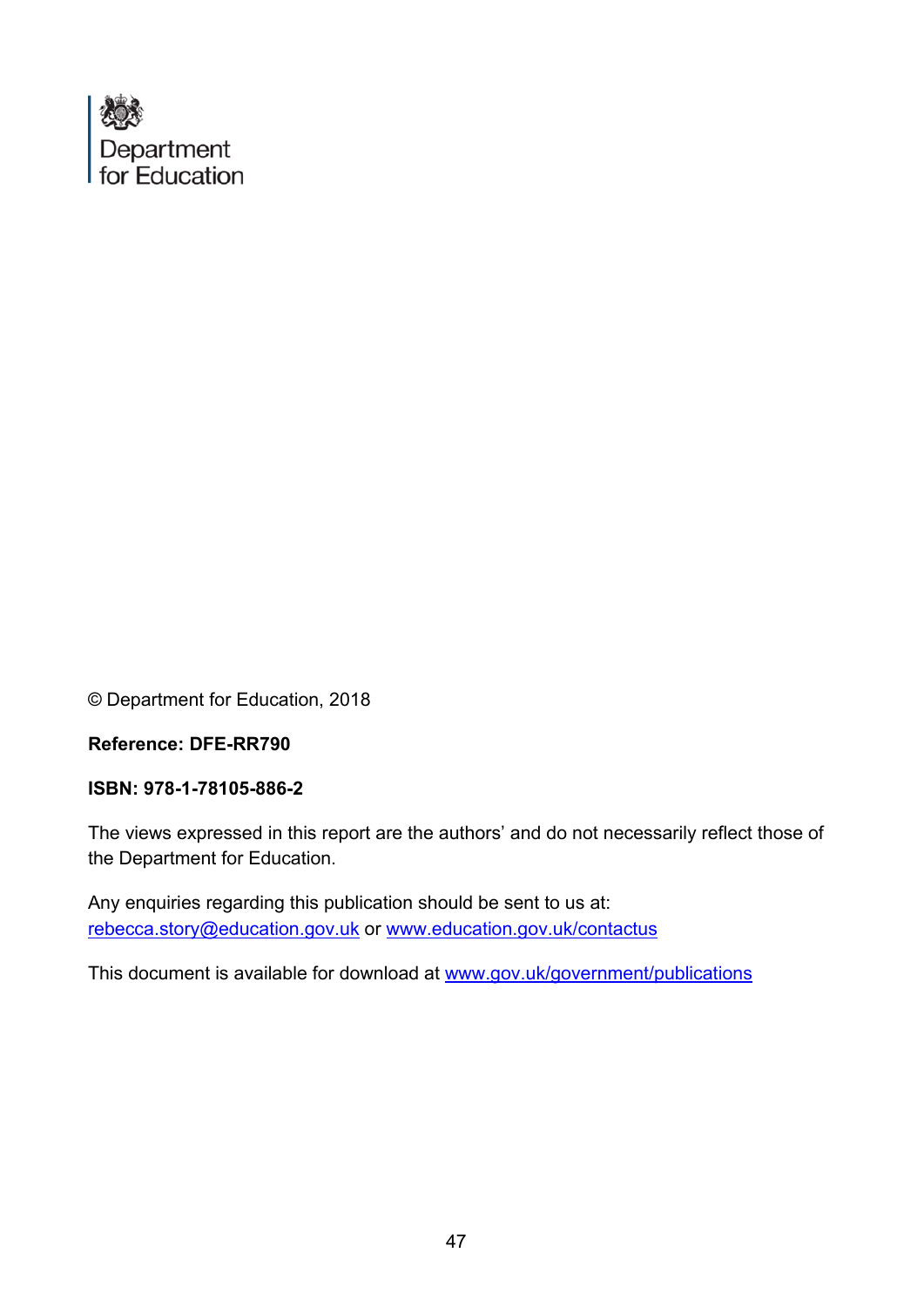Department for Education

© Department for Education, 2018

**Reference: DFE-RR790**

**ISBN: 978-1-78105-886-2**

The views expressed in this report are the authors' and do not necessarily reflect those of the Department for Education.

Any enquiries regarding this publication should be sent to us at: rebecca.story@education.gov.uk or www.education.gov.uk/contactus

This document is available for download at www.gov.uk/government/publications